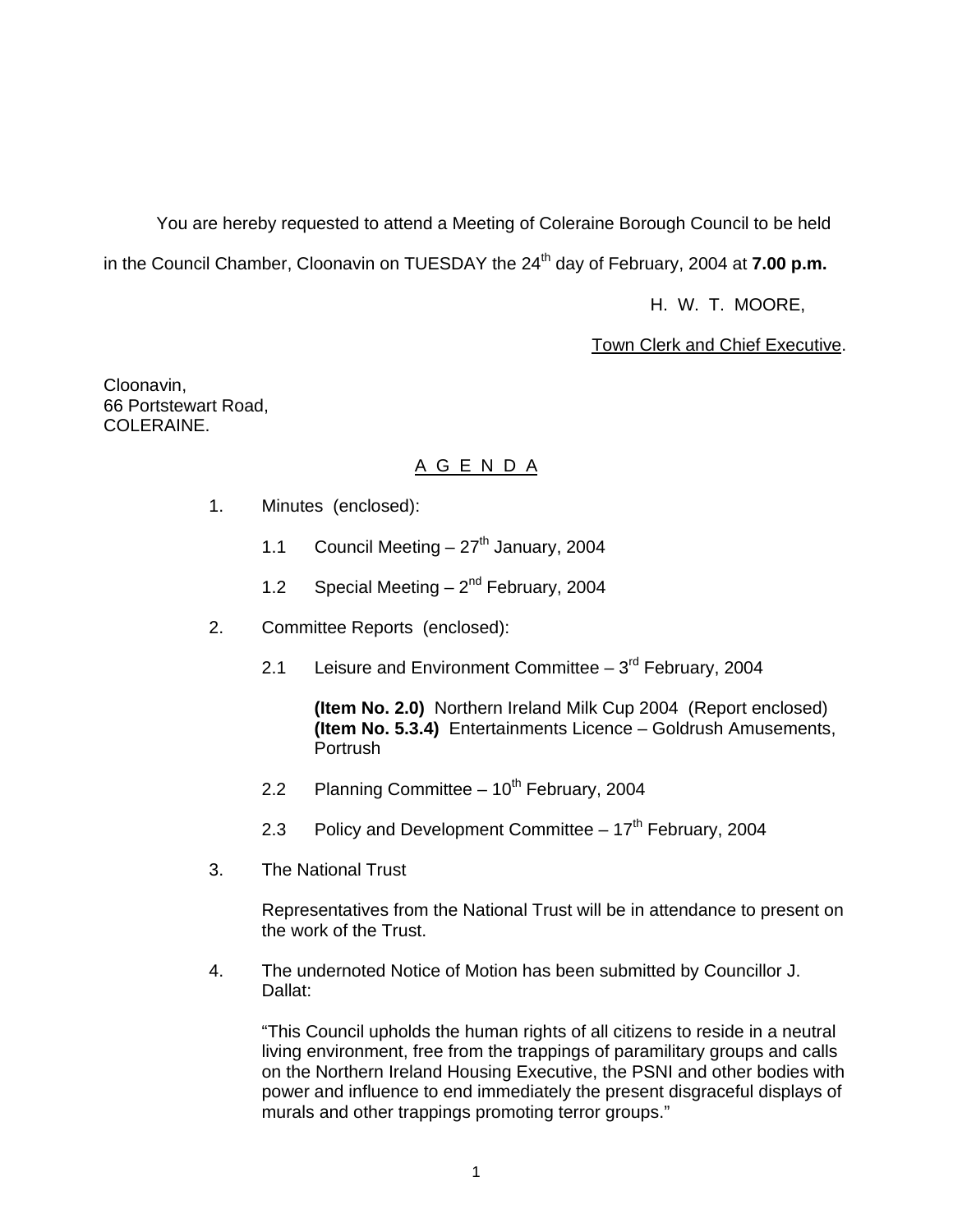You are hereby requested to attend a Meeting of Coleraine Borough Council to be held in the Council Chamber, Cloonavin on TUESDAY the 24th day of February, 2004 at **7.00 p.m.**

H. W. T. MOORE,

Town Clerk and Chief Executive.

Cloonavin,
66 Portstewart Road,
COLERAINE.

## A G E N D A

1. Minutes (enclosed):

   1.1 Council Meeting – 27th January, 2004

   1.2 Special Meeting – 2nd February, 2004

2. Committee Reports (enclosed):

   2.1 Leisure and Environment Committee – 3rd February, 2004

   **(Item No. 2.0)** Northern Ireland Milk Cup 2004 (Report enclosed)
   **(Item No. 5.3.4)** Entertainments Licence – Goldrush Amusements, Portrush

   2.2 Planning Committee – 10th February, 2004

   2.3 Policy and Development Committee – 17th February, 2004

3. The National Trust

   Representatives from the National Trust will be in attendance to present on the work of the Trust.

4. The undernoted Notice of Motion has been submitted by Councillor J. Dallat:

   "This Council upholds the human rights of all citizens to reside in a neutral living environment, free from the trappings of paramilitary groups and calls on the Northern Ireland Housing Executive, the PSNI and other bodies with power and influence to end immediately the present disgraceful displays of murals and other trappings promoting terror groups."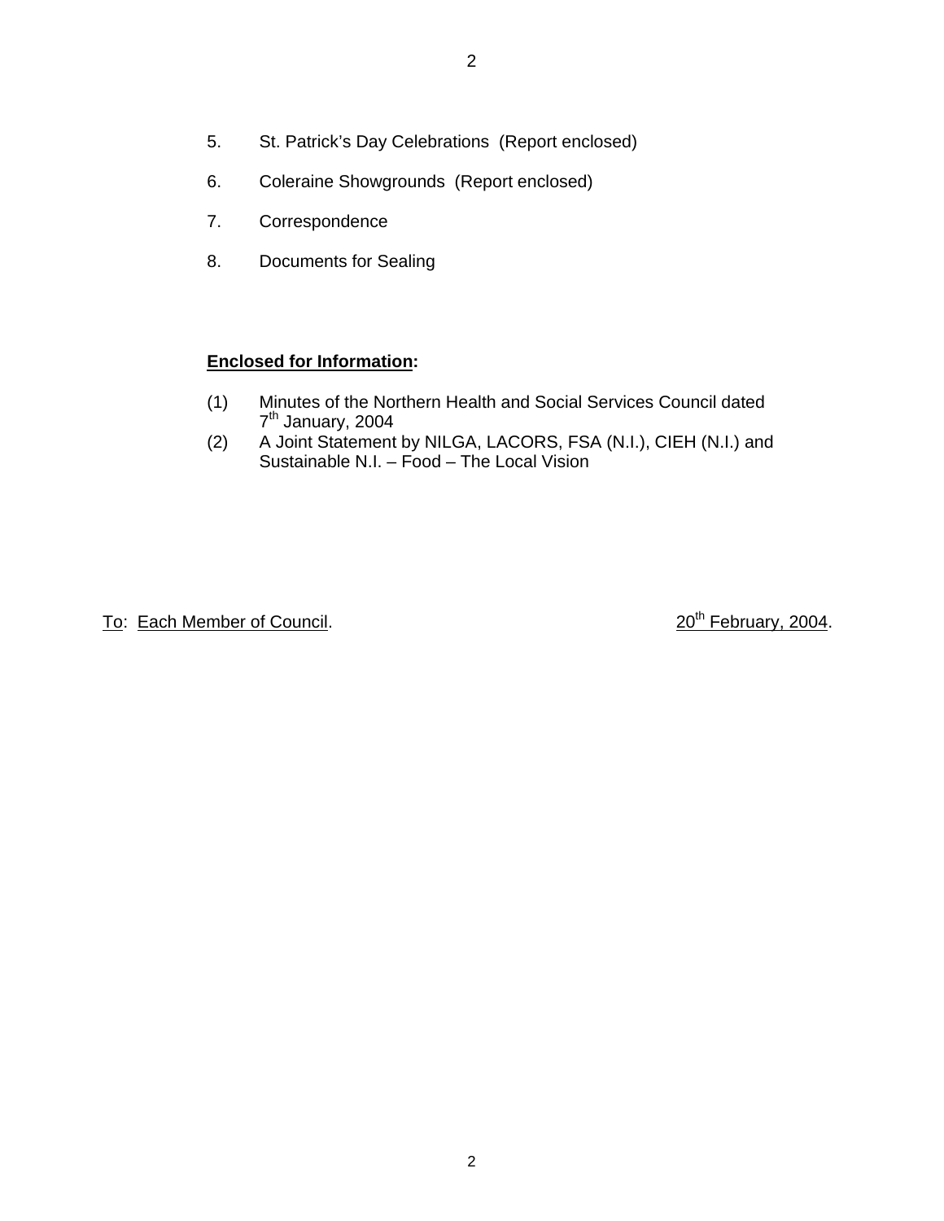5. St. Patrick's Day Celebrations (Report enclosed)

6. Coleraine Showgrounds (Report enclosed)

7. Correspondence

8. Documents for Sealing

**Enclosed for Information:**

(1) Minutes of the Northern Health and Social Services Council dated 7th January, 2004

(2) A Joint Statement by NILGA, LACORS, FSA (N.I.), CIEH (N.I.) and Sustainable N.I. – Food – The Local Vision

To: Each Member of Council. 20th February, 2004.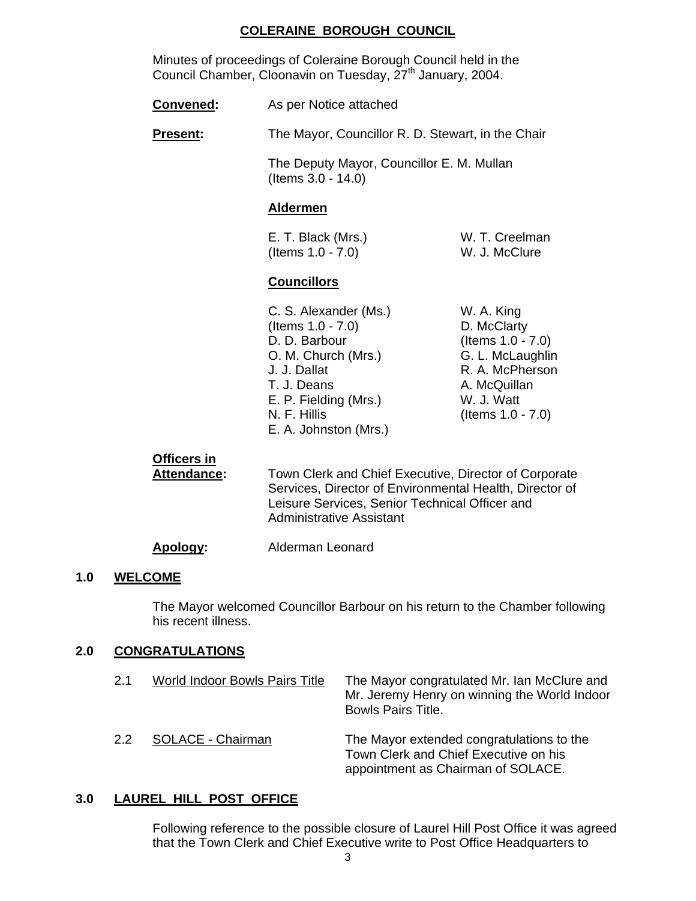## COLERAINE BOROUGH COUNCIL

Minutes of proceedings of Coleraine Borough Council held in the Council Chamber, Cloonavin on Tuesday, 27th January, 2004.

**Convened:** As per Notice attached

**Present:** The Mayor, Councillor R. D. Stewart, in the Chair

The Deputy Mayor, Councillor E. M. Mullan (Items 3.0 - 14.0)

**Aldermen**

E. T. Black (Mrs.) (Items 1.0 - 7.0)
W. T. Creelman
W. J. McClure

**Councillors**

C. S. Alexander (Ms.) (Items 1.0 - 7.0)
D. D. Barbour
O. M. Church (Mrs.)
J. J. Dallat
T. J. Deans
E. P. Fielding (Mrs.)
N. F. Hillis
E. A. Johnston (Mrs.)
W. A. King
D. McClarty (Items 1.0 - 7.0)
G. L. McLaughlin
R. A. McPherson
A. McQuillan
W. J. Watt (Items 1.0 - 7.0)

**Officers in Attendance:** Town Clerk and Chief Executive, Director of Corporate Services, Director of Environmental Health, Director of Leisure Services, Senior Technical Officer and Administrative Assistant

**Apology:** Alderman Leonard

### 1.0 WELCOME

The Mayor welcomed Councillor Barbour on his return to the Chamber following his recent illness.

### 2.0 CONGRATULATIONS

2.1 World Indoor Bowls Pairs Title — The Mayor congratulated Mr. Ian McClure and Mr. Jeremy Henry on winning the World Indoor Bowls Pairs Title.

2.2 SOLACE - Chairman — The Mayor extended congratulations to the Town Clerk and Chief Executive on his appointment as Chairman of SOLACE.

### 3.0 LAUREL HILL POST OFFICE

Following reference to the possible closure of Laurel Hill Post Office it was agreed that the Town Clerk and Chief Executive write to Post Office Headquarters to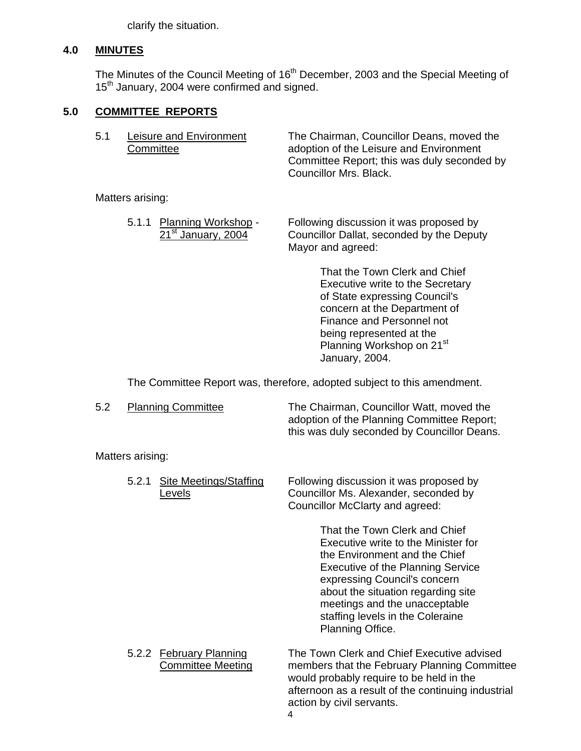clarify the situation.

## 4.0 MINUTES

The Minutes of the Council Meeting of 16th December, 2003 and the Special Meeting of 15th January, 2004 were confirmed and signed.

## 5.0 COMMITTEE REPORTS

5.1 Leisure and Environment Committee

The Chairman, Councillor Deans, moved the adoption of the Leisure and Environment Committee Report; this was duly seconded by Councillor Mrs. Black.

Matters arising:

5.1.1 Planning Workshop - 21st January, 2004

Following discussion it was proposed by Councillor Dallat, seconded by the Deputy Mayor and agreed:

> That the Town Clerk and Chief Executive write to the Secretary of State expressing Council's concern at the Department of Finance and Personnel not being represented at the Planning Workshop on 21st January, 2004.

The Committee Report was, therefore, adopted subject to this amendment.

5.2 Planning Committee

The Chairman, Councillor Watt, moved the adoption of the Planning Committee Report; this was duly seconded by Councillor Deans.

Matters arising:

5.2.1 Site Meetings/Staffing Levels

Following discussion it was proposed by Councillor Ms. Alexander, seconded by Councillor McClarty and agreed:

> That the Town Clerk and Chief Executive write to the Minister for the Environment and the Chief Executive of the Planning Service expressing Council's concern about the situation regarding site meetings and the unacceptable staffing levels in the Coleraine Planning Office.

5.2.2 February Planning Committee Meeting

The Town Clerk and Chief Executive advised members that the February Planning Committee would probably require to be held in the afternoon as a result of the continuing industrial action by civil servants.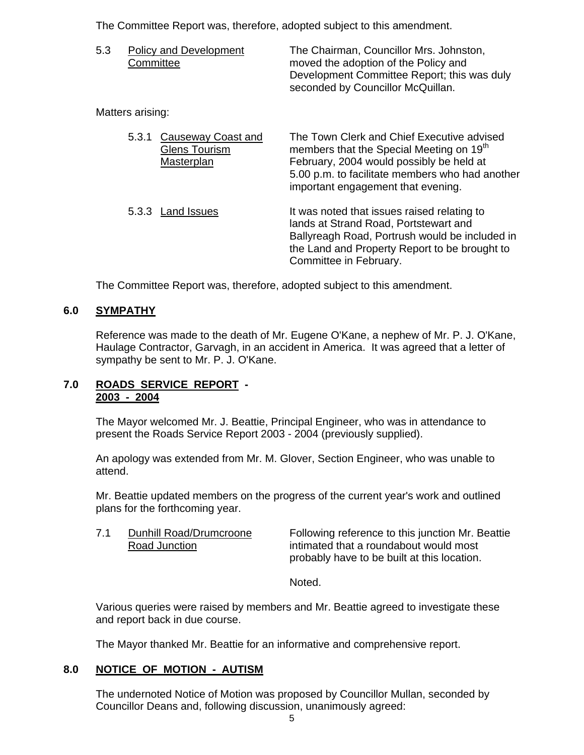The Committee Report was, therefore, adopted subject to this amendment.

5.3 Policy and Development Committee — The Chairman, Councillor Mrs. Johnston, moved the adoption of the Policy and Development Committee Report; this was duly seconded by Councillor McQuillan.

Matters arising:

5.3.1 Causeway Coast and Glens Tourism Masterplan — The Town Clerk and Chief Executive advised members that the Special Meeting on 19th February, 2004 would possibly be held at 5.00 p.m. to facilitate members who had another important engagement that evening.

5.3.3 Land Issues — It was noted that issues raised relating to lands at Strand Road, Portstewart and Ballyreagh Road, Portrush would be included in the Land and Property Report to be brought to Committee in February.

The Committee Report was, therefore, adopted subject to this amendment.

## 6.0 SYMPATHY

Reference was made to the death of Mr. Eugene O'Kane, a nephew of Mr. P. J. O'Kane, Haulage Contractor, Garvagh, in an accident in America. It was agreed that a letter of sympathy be sent to Mr. P. J. O'Kane.

## 7.0 ROADS SERVICE REPORT - 2003 - 2004

The Mayor welcomed Mr. J. Beattie, Principal Engineer, who was in attendance to present the Roads Service Report 2003 - 2004 (previously supplied).

An apology was extended from Mr. M. Glover, Section Engineer, who was unable to attend.

Mr. Beattie updated members on the progress of the current year's work and outlined plans for the forthcoming year.

7.1 Dunhill Road/Drumcroone Road Junction — Following reference to this junction Mr. Beattie intimated that a roundabout would most probably have to be built at this location.

Noted.

Various queries were raised by members and Mr. Beattie agreed to investigate these and report back in due course.

The Mayor thanked Mr. Beattie for an informative and comprehensive report.

## 8.0 NOTICE OF MOTION - AUTISM

The undernoted Notice of Motion was proposed by Councillor Mullan, seconded by Councillor Deans and, following discussion, unanimously agreed: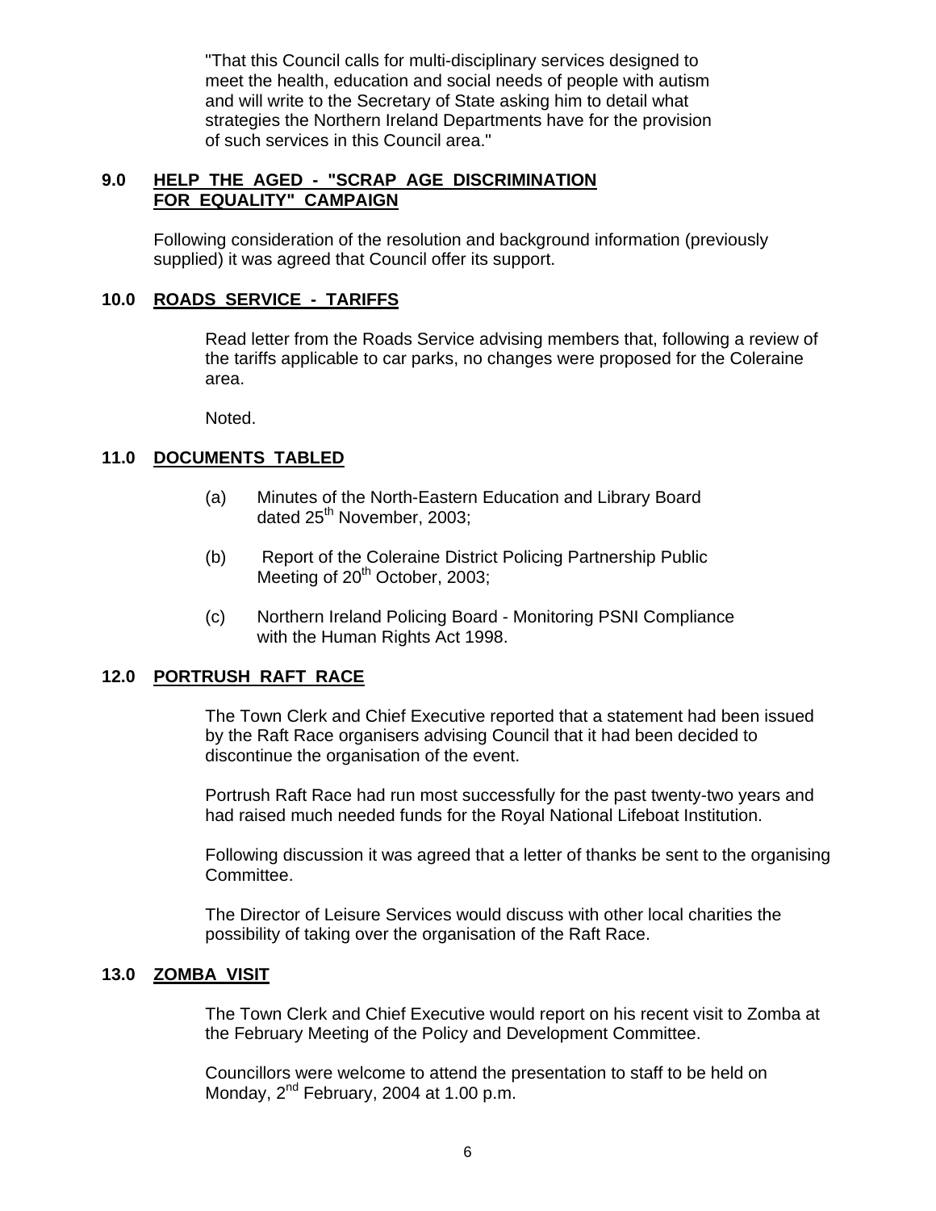"That this Council calls for multi-disciplinary services designed to meet the health, education and social needs of people with autism and will write to the Secretary of State asking him to detail what strategies the Northern Ireland Departments have for the provision of such services in this Council area."

## 9.0 HELP THE AGED - "SCRAP AGE DISCRIMINATION FOR EQUALITY" CAMPAIGN

Following consideration of the resolution and background information (previously supplied) it was agreed that Council offer its support.

## 10.0 ROADS SERVICE - TARIFFS

Read letter from the Roads Service advising members that, following a review of the tariffs applicable to car parks, no changes were proposed for the Coleraine area.

Noted.

## 11.0 DOCUMENTS TABLED

(a) Minutes of the North-Eastern Education and Library Board dated 25th November, 2003;

(b) Report of the Coleraine District Policing Partnership Public Meeting of 20th October, 2003;

(c) Northern Ireland Policing Board - Monitoring PSNI Compliance with the Human Rights Act 1998.

## 12.0 PORTRUSH RAFT RACE

The Town Clerk and Chief Executive reported that a statement had been issued by the Raft Race organisers advising Council that it had been decided to discontinue the organisation of the event.

Portrush Raft Race had run most successfully for the past twenty-two years and had raised much needed funds for the Royal National Lifeboat Institution.

Following discussion it was agreed that a letter of thanks be sent to the organising Committee.

The Director of Leisure Services would discuss with other local charities the possibility of taking over the organisation of the Raft Race.

## 13.0 ZOMBA VISIT

The Town Clerk and Chief Executive would report on his recent visit to Zomba at the February Meeting of the Policy and Development Committee.

Councillors were welcome to attend the presentation to staff to be held on Monday, 2nd February, 2004 at 1.00 p.m.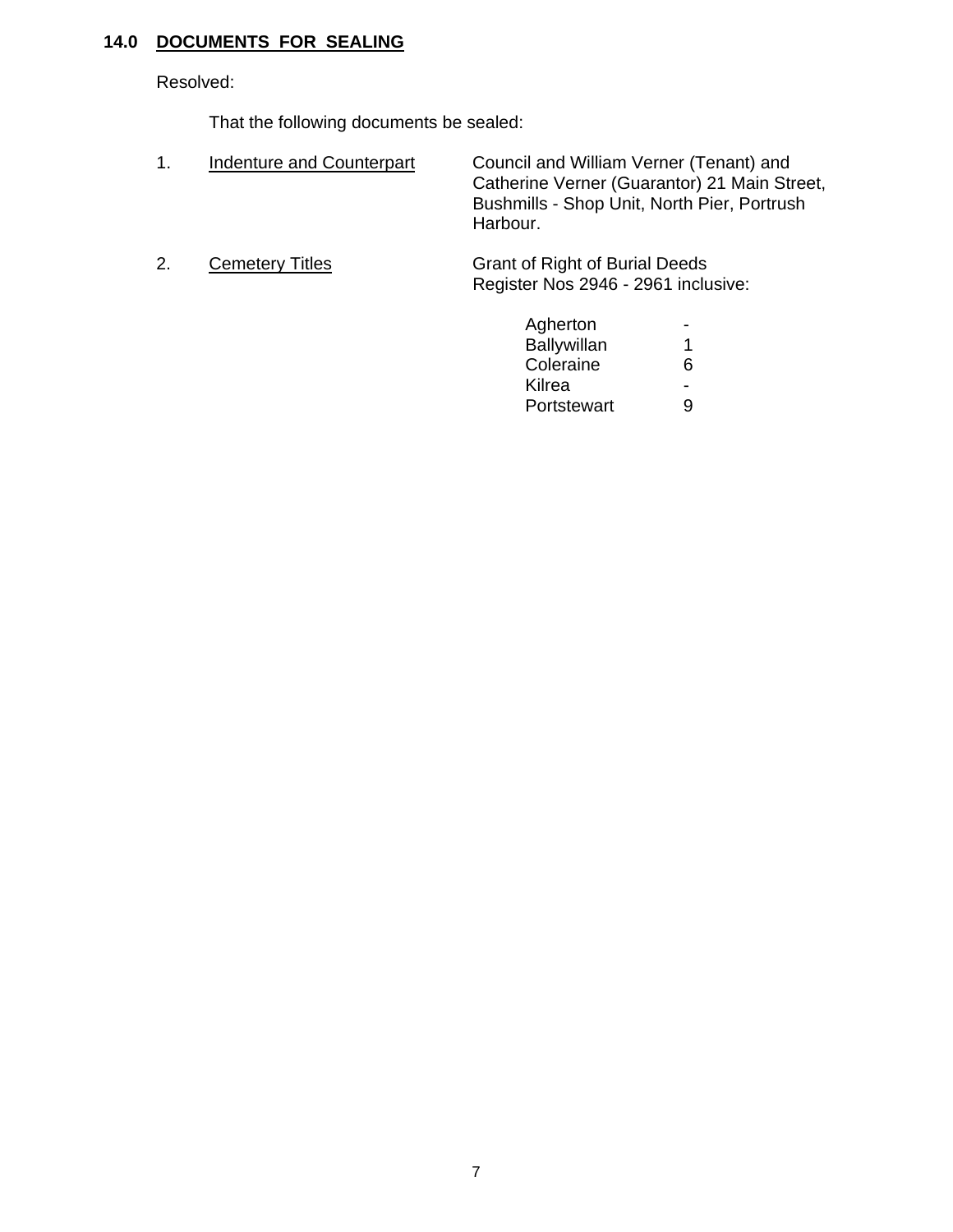## 14.0 DOCUMENTS FOR SEALING

Resolved:

That the following documents be sealed:

1. Indenture and Counterpart — Council and William Verner (Tenant) and Catherine Verner (Guarantor) 21 Main Street, Bushmills - Shop Unit, North Pier, Portrush Harbour.

2. Cemetery Titles — Grant of Right of Burial Deeds Register Nos 2946 - 2961 inclusive:

| Cemetery | Number |
|---|---|
| Agherton | - |
| Ballywillan | 1 |
| Coleraine | 6 |
| Kilrea | - |
| Portstewart | 9 |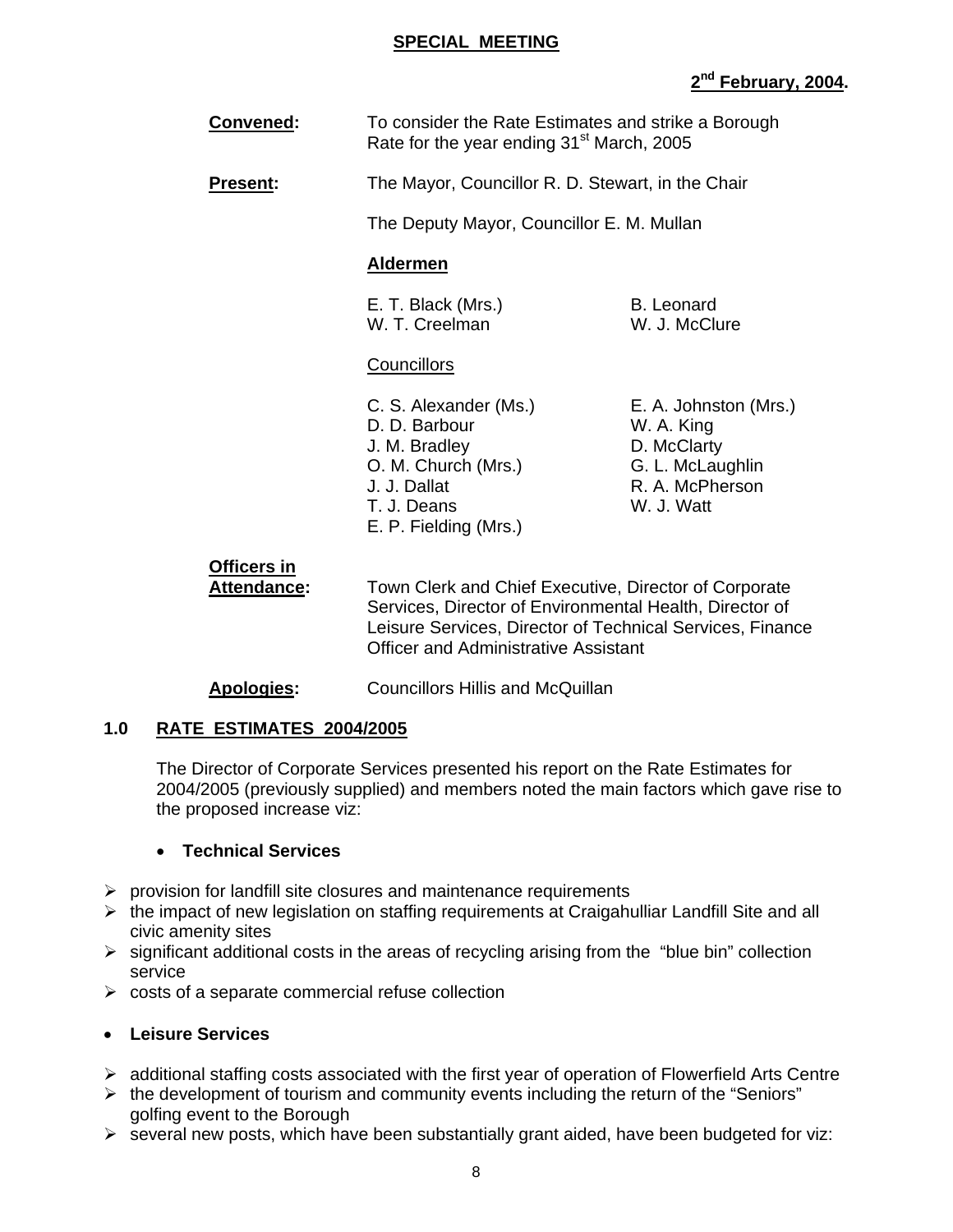**SPECIAL MEETING**

**2nd February, 2004.**

**Convened:** To consider the Rate Estimates and strike a Borough Rate for the year ending 31st March, 2005

**Present:** The Mayor, Councillor R. D. Stewart, in the Chair

The Deputy Mayor, Councillor E. M. Mullan

**Aldermen**

E. T. Black (Mrs.)
W. T. Creelman
B. Leonard
W. J. McClure

Councillors

C. S. Alexander (Ms.)
D. D. Barbour
J. M. Bradley
O. M. Church (Mrs.)
J. J. Dallat
T. J. Deans
E. P. Fielding (Mrs.)
E. A. Johnston (Mrs.)
W. A. King
D. McClarty
G. L. McLaughlin
R. A. McPherson
W. J. Watt

**Officers in Attendance:** Town Clerk and Chief Executive, Director of Corporate Services, Director of Environmental Health, Director of Leisure Services, Director of Technical Services, Finance Officer and Administrative Assistant

**Apologies:** Councillors Hillis and McQuillan

## 1.0 RATE ESTIMATES 2004/2005

The Director of Corporate Services presented his report on the Rate Estimates for 2004/2005 (previously supplied) and members noted the main factors which gave rise to the proposed increase viz:

- **Technical Services**

- provision for landfill site closures and maintenance requirements
- the impact of new legislation on staffing requirements at Craigahulliar Landfill Site and all civic amenity sites
- significant additional costs in the areas of recycling arising from the "blue bin" collection service
- costs of a separate commercial refuse collection

- **Leisure Services**

- additional staffing costs associated with the first year of operation of Flowerfield Arts Centre
- the development of tourism and community events including the return of the "Seniors" golfing event to the Borough
- several new posts, which have been substantially grant aided, have been budgeted for viz: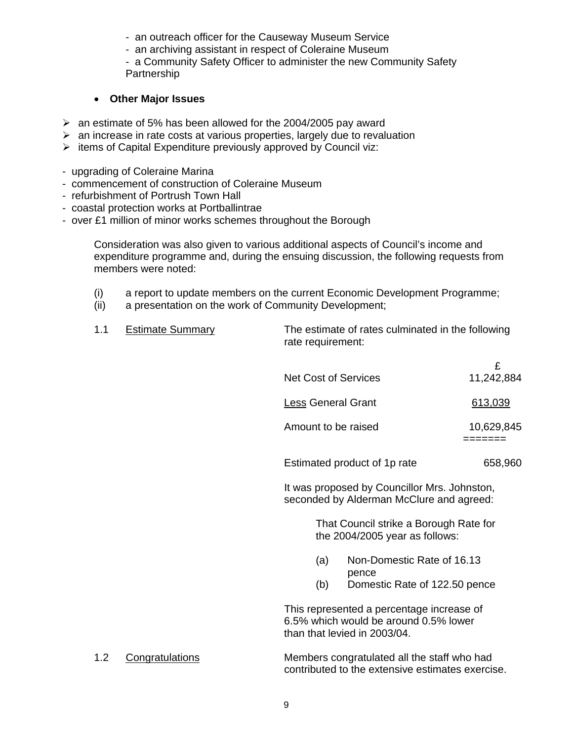- an outreach officer for the Causeway Museum Service
- an archiving assistant in respect of Coleraine Museum
- a Community Safety Officer to administer the new Community Safety Partnership

- **Other Major Issues**

- an estimate of 5% has been allowed for the 2004/2005 pay award
- an increase in rate costs at various properties, largely due to revaluation
- items of Capital Expenditure previously approved by Council viz:

- upgrading of Coleraine Marina
- commencement of construction of Coleraine Museum
- refurbishment of Portrush Town Hall
- coastal protection works at Portballintrae
- over £1 million of minor works schemes throughout the Borough

Consideration was also given to various additional aspects of Council's income and expenditure programme and, during the ensuing discussion, the following requests from members were noted:

(i) a report to update members on the current Economic Development Programme;
(ii) a presentation on the work of Community Development;

1.1 Estimate Summary

The estimate of rates culminated in the following rate requirement:

| | £ |
|---|---|
| Net Cost of Services | 11,242,884 |
| Less General Grant | 613,039 |
| Amount to be raised | 10,629,845 |
| | ======= |
| Estimated product of 1p rate | 658,960 |

It was proposed by Councillor Mrs. Johnston, seconded by Alderman McClure and agreed:

That Council strike a Borough Rate for the 2004/2005 year as follows:

(a) Non-Domestic Rate of 16.13 pence
(b) Domestic Rate of 122.50 pence

This represented a percentage increase of 6.5% which would be around 0.5% lower than that levied in 2003/04.

1.2 Congratulations

Members congratulated all the staff who had contributed to the extensive estimates exercise.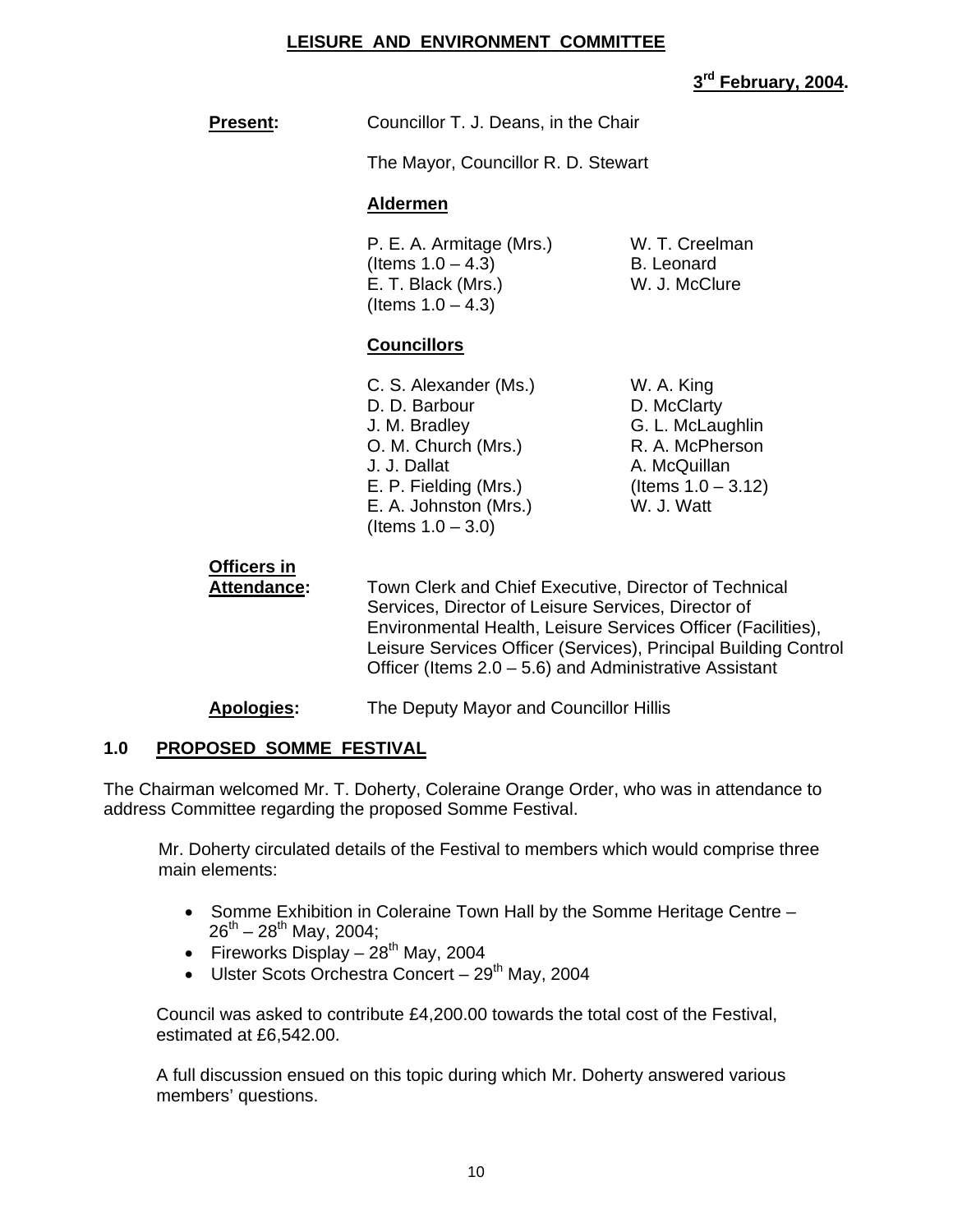**LEISURE AND ENVIRONMENT COMMITTEE**

**3rd February, 2004.**

**Present:** Councillor T. J. Deans, in the Chair

The Mayor, Councillor R. D. Stewart

**Aldermen**

P. E. A. Armitage (Mrs.) (Items 1.0 – 4.3)
E. T. Black (Mrs.) (Items 1.0 – 4.3)
W. T. Creelman
B. Leonard
W. J. McClure

**Councillors**

C. S. Alexander (Ms.)
D. D. Barbour
J. M. Bradley
O. M. Church (Mrs.)
J. J. Dallat
E. P. Fielding (Mrs.)
E. A. Johnston (Mrs.) (Items 1.0 – 3.0)
W. A. King
D. McClarty
G. L. McLaughlin
R. A. McPherson
A. McQuillan (Items 1.0 – 3.12)
W. J. Watt

**Officers in Attendance:** Town Clerk and Chief Executive, Director of Technical Services, Director of Leisure Services, Director of Environmental Health, Leisure Services Officer (Facilities), Leisure Services Officer (Services), Principal Building Control Officer (Items 2.0 – 5.6) and Administrative Assistant

**Apologies:** The Deputy Mayor and Councillor Hillis

## 1.0 PROPOSED SOMME FESTIVAL

The Chairman welcomed Mr. T. Doherty, Coleraine Orange Order, who was in attendance to address Committee regarding the proposed Somme Festival.

Mr. Doherty circulated details of the Festival to members which would comprise three main elements:

- Somme Exhibition in Coleraine Town Hall by the Somme Heritage Centre – 26th – 28th May, 2004;
- Fireworks Display – 28th May, 2004
- Ulster Scots Orchestra Concert – 29th May, 2004

Council was asked to contribute £4,200.00 towards the total cost of the Festival, estimated at £6,542.00.

A full discussion ensued on this topic during which Mr. Doherty answered various members' questions.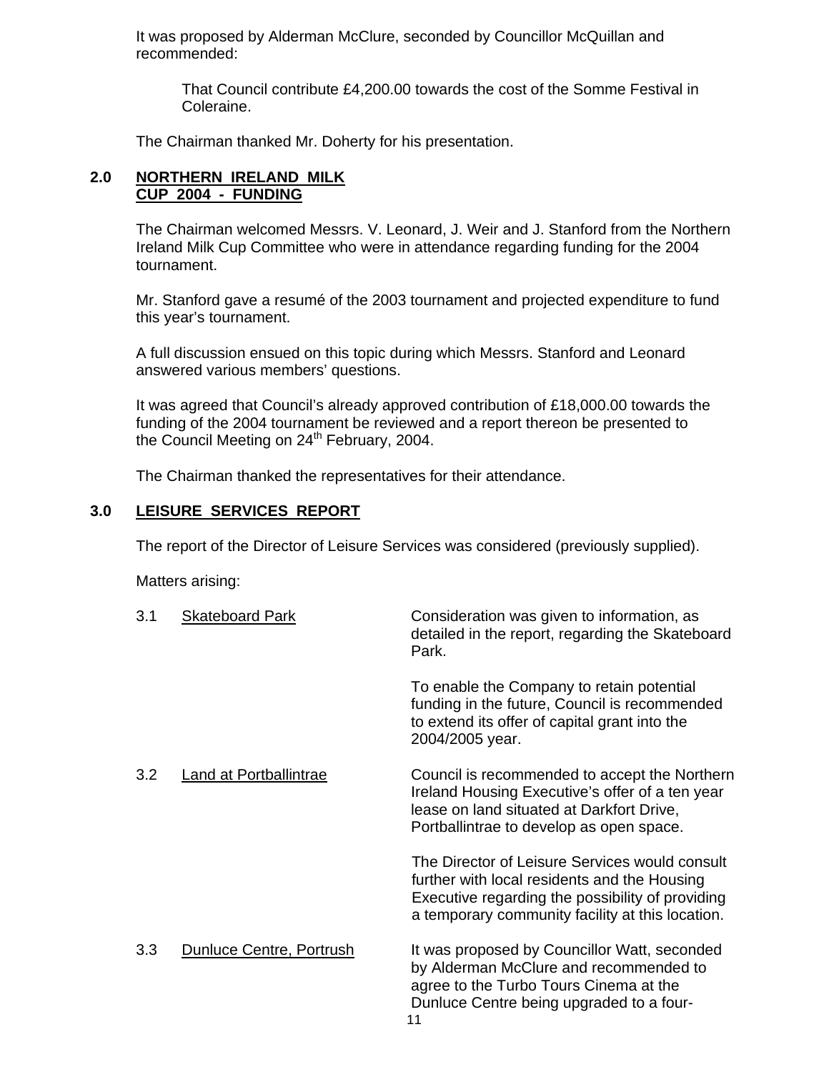It was proposed by Alderman McClure, seconded by Councillor McQuillan and recommended:

> That Council contribute £4,200.00 towards the cost of the Somme Festival in Coleraine.

The Chairman thanked Mr. Doherty for his presentation.

## 2.0 NORTHERN IRELAND MILK CUP 2004 - FUNDING

The Chairman welcomed Messrs. V. Leonard, J. Weir and J. Stanford from the Northern Ireland Milk Cup Committee who were in attendance regarding funding for the 2004 tournament.

Mr. Stanford gave a resumé of the 2003 tournament and projected expenditure to fund this year's tournament.

A full discussion ensued on this topic during which Messrs. Stanford and Leonard answered various members' questions.

It was agreed that Council's already approved contribution of £18,000.00 towards the funding of the 2004 tournament be reviewed and a report thereon be presented to the Council Meeting on 24th February, 2004.

The Chairman thanked the representatives for their attendance.

## 3.0 LEISURE SERVICES REPORT

The report of the Director of Leisure Services was considered (previously supplied).

Matters arising:

**3.1 Skateboard Park**

Consideration was given to information, as detailed in the report, regarding the Skateboard Park.

To enable the Company to retain potential funding in the future, Council is recommended to extend its offer of capital grant into the 2004/2005 year.

**3.2 Land at Portballintrae**

Council is recommended to accept the Northern Ireland Housing Executive's offer of a ten year lease on land situated at Darkfort Drive, Portballintrae to develop as open space.

The Director of Leisure Services would consult further with local residents and the Housing Executive regarding the possibility of providing a temporary community facility at this location.

**3.3 Dunluce Centre, Portrush**

It was proposed by Councillor Watt, seconded by Alderman McClure and recommended to agree to the Turbo Tours Cinema at the Dunluce Centre being upgraded to a four-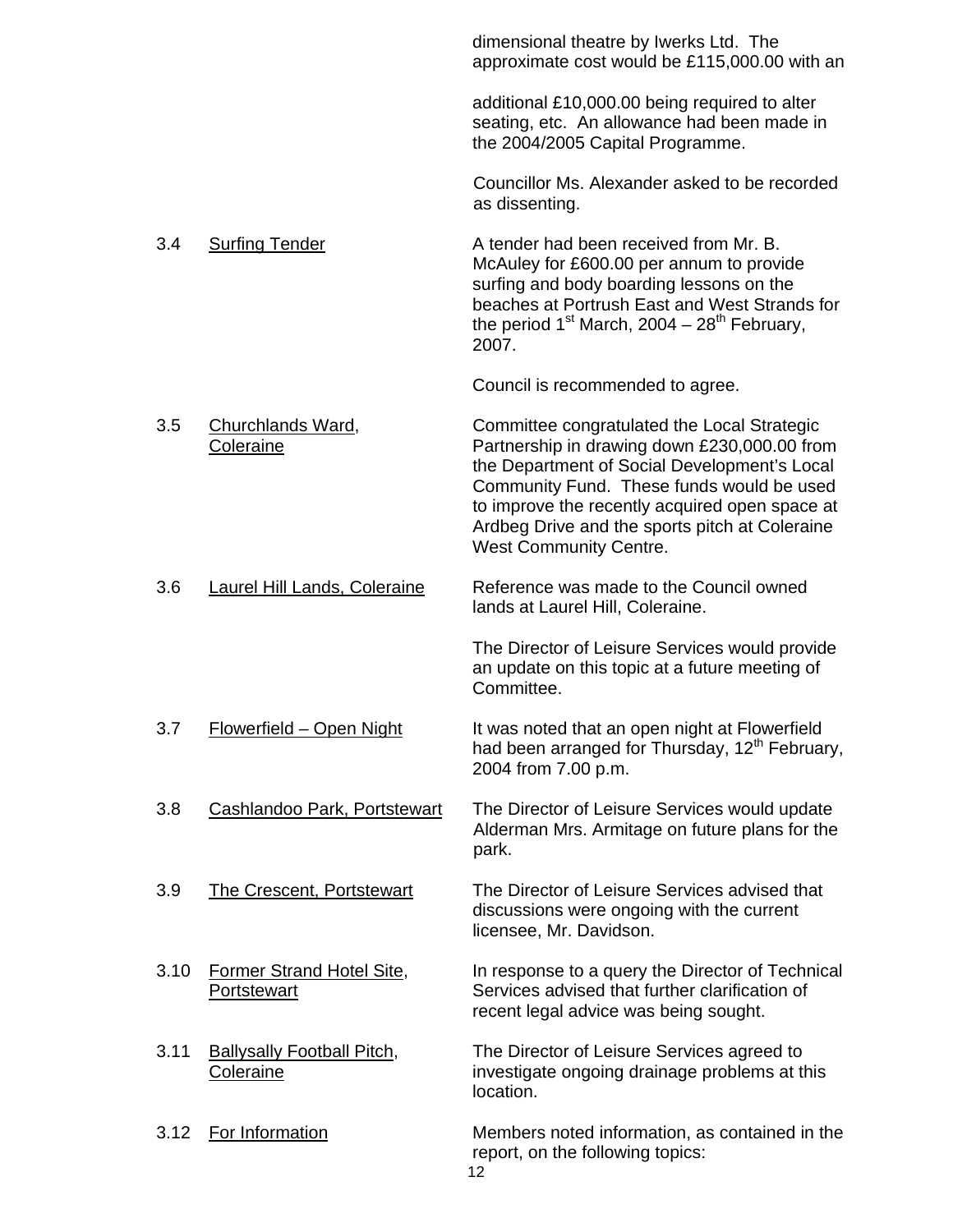dimensional theatre by Iwerks Ltd. The approximate cost would be £115,000.00 with an additional £10,000.00 being required to alter seating, etc. An allowance had been made in the 2004/2005 Capital Programme.

Councillor Ms. Alexander asked to be recorded as dissenting.

3.4 Surfing Tender

A tender had been received from Mr. B. McAuley for £600.00 per annum to provide surfing and body boarding lessons on the beaches at Portrush East and West Strands for the period 1st March, 2004 – 28th February, 2007.

Council is recommended to agree.

3.5 Churchlands Ward, Coleraine

Committee congratulated the Local Strategic Partnership in drawing down £230,000.00 from the Department of Social Development's Local Community Fund. These funds would be used to improve the recently acquired open space at Ardbeg Drive and the sports pitch at Coleraine West Community Centre.

3.6 Laurel Hill Lands, Coleraine

Reference was made to the Council owned lands at Laurel Hill, Coleraine.

The Director of Leisure Services would provide an update on this topic at a future meeting of Committee.

3.7 Flowerfield – Open Night

It was noted that an open night at Flowerfield had been arranged for Thursday, 12th February, 2004 from 7.00 p.m.

3.8 Cashlandoo Park, Portstewart

The Director of Leisure Services would update Alderman Mrs. Armitage on future plans for the park.

3.9 The Crescent, Portstewart

The Director of Leisure Services advised that discussions were ongoing with the current licensee, Mr. Davidson.

3.10 Former Strand Hotel Site, Portstewart

In response to a query the Director of Technical Services advised that further clarification of recent legal advice was being sought.

3.11 Ballysally Football Pitch, Coleraine

The Director of Leisure Services agreed to investigate ongoing drainage problems at this location.

3.12 For Information

Members noted information, as contained in the report, on the following topics: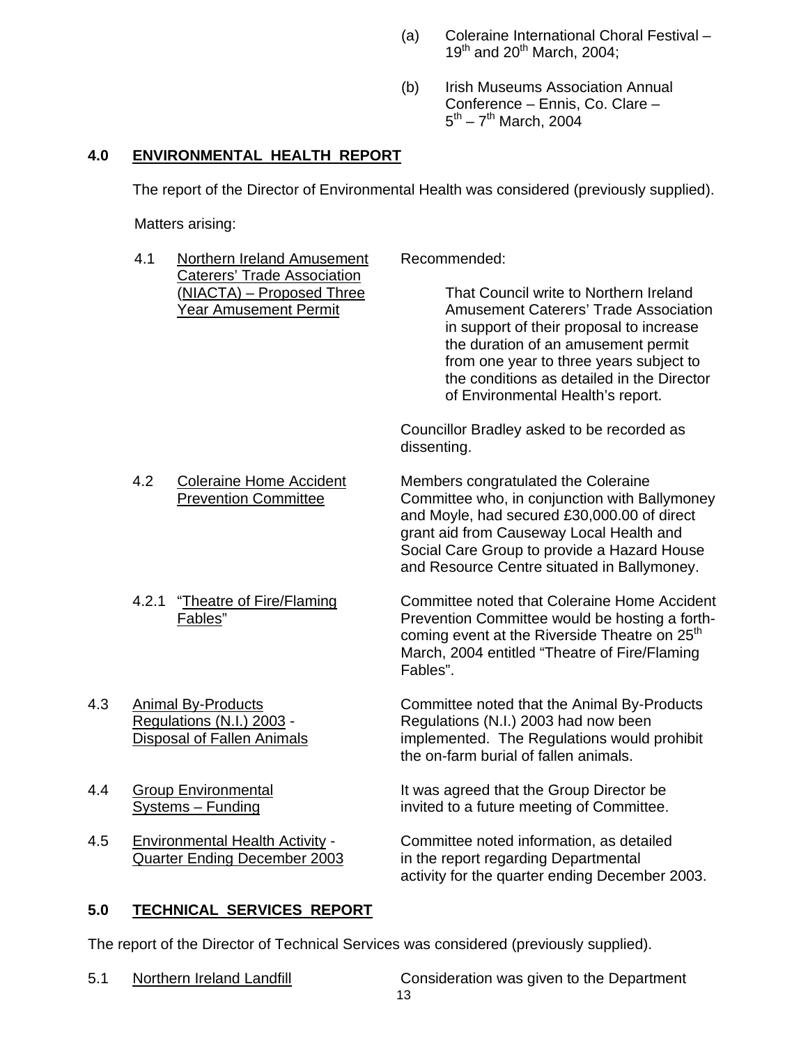(a) Coleraine International Choral Festival – 19th and 20th March, 2004;

(b) Irish Museums Association Annual Conference – Ennis, Co. Clare – 5th – 7th March, 2004

## 4.0 ENVIRONMENTAL HEALTH REPORT

The report of the Director of Environmental Health was considered (previously supplied).

Matters arising:

4.1 Northern Ireland Amusement Caterers' Trade Association (NIACTA) – Proposed Three Year Amusement Permit

Recommended:

That Council write to Northern Ireland Amusement Caterers' Trade Association in support of their proposal to increase the duration of an amusement permit from one year to three years subject to the conditions as detailed in the Director of Environmental Health's report.

Councillor Bradley asked to be recorded as dissenting.

4.2 Coleraine Home Accident Prevention Committee

Members congratulated the Coleraine Committee who, in conjunction with Ballymoney and Moyle, had secured £30,000.00 of direct grant aid from Causeway Local Health and Social Care Group to provide a Hazard House and Resource Centre situated in Ballymoney.

4.2.1 "Theatre of Fire/Flaming Fables"

Committee noted that Coleraine Home Accident Prevention Committee would be hosting a forth-coming event at the Riverside Theatre on 25th March, 2004 entitled "Theatre of Fire/Flaming Fables".

4.3 Animal By-Products Regulations (N.I.) 2003 - Disposal of Fallen Animals

Committee noted that the Animal By-Products Regulations (N.I.) 2003 had now been implemented. The Regulations would prohibit the on-farm burial of fallen animals.

4.4 Group Environmental Systems – Funding

It was agreed that the Group Director be invited to a future meeting of Committee.

4.5 Environmental Health Activity - Quarter Ending December 2003

Committee noted information, as detailed in the report regarding Departmental activity for the quarter ending December 2003.

## 5.0 TECHNICAL SERVICES REPORT

The report of the Director of Technical Services was considered (previously supplied).

5.1 Northern Ireland Landfill

Consideration was given to the Department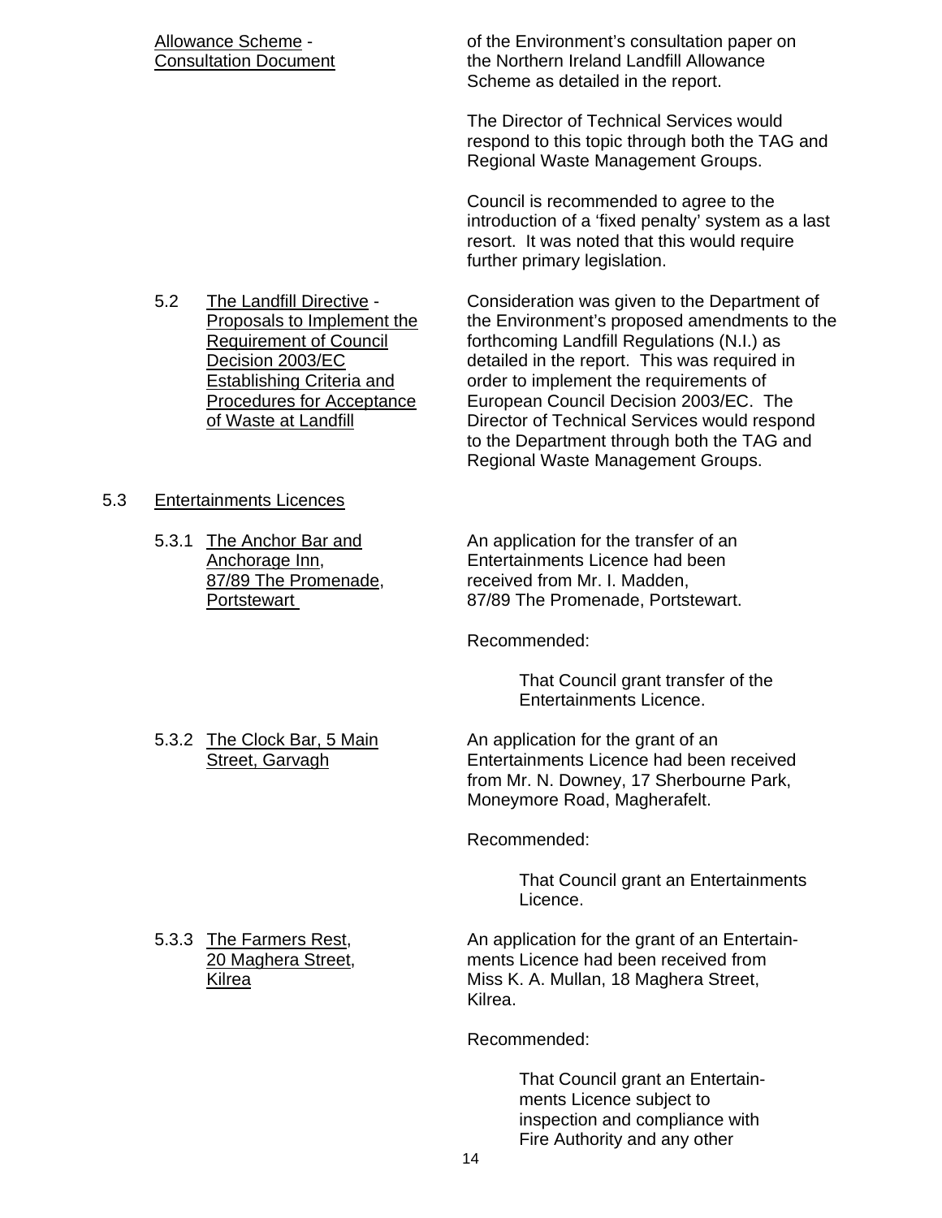Allowance Scheme - Consultation Document

of the Environment's consultation paper on the Northern Ireland Landfill Allowance Scheme as detailed in the report.

The Director of Technical Services would respond to this topic through both the TAG and Regional Waste Management Groups.

Council is recommended to agree to the introduction of a 'fixed penalty' system as a last resort. It was noted that this would require further primary legislation.

5.2 The Landfill Directive - Proposals to Implement the Requirement of Council Decision 2003/EC Establishing Criteria and Procedures for Acceptance of Waste at Landfill

Consideration was given to the Department of the Environment's proposed amendments to the forthcoming Landfill Regulations (N.I.) as detailed in the report. This was required in order to implement the requirements of European Council Decision 2003/EC. The Director of Technical Services would respond to the Department through both the TAG and Regional Waste Management Groups.

5.3 Entertainments Licences

5.3.1 The Anchor Bar and Anchorage Inn, 87/89 The Promenade, Portstewart

An application for the transfer of an Entertainments Licence had been received from Mr. I. Madden, 87/89 The Promenade, Portstewart.

Recommended:

> That Council grant transfer of the Entertainments Licence.

5.3.2 The Clock Bar, 5 Main Street, Garvagh

An application for the grant of an Entertainments Licence had been received from Mr. N. Downey, 17 Sherbourne Park, Moneymore Road, Magherafelt.

Recommended:

> That Council grant an Entertainments Licence.

5.3.3 The Farmers Rest, 20 Maghera Street, Kilrea

An application for the grant of an Entertainments Licence had been received from Miss K. A. Mullan, 18 Maghera Street, Kilrea.

Recommended:

> That Council grant an Entertainments Licence subject to inspection and compliance with Fire Authority and any other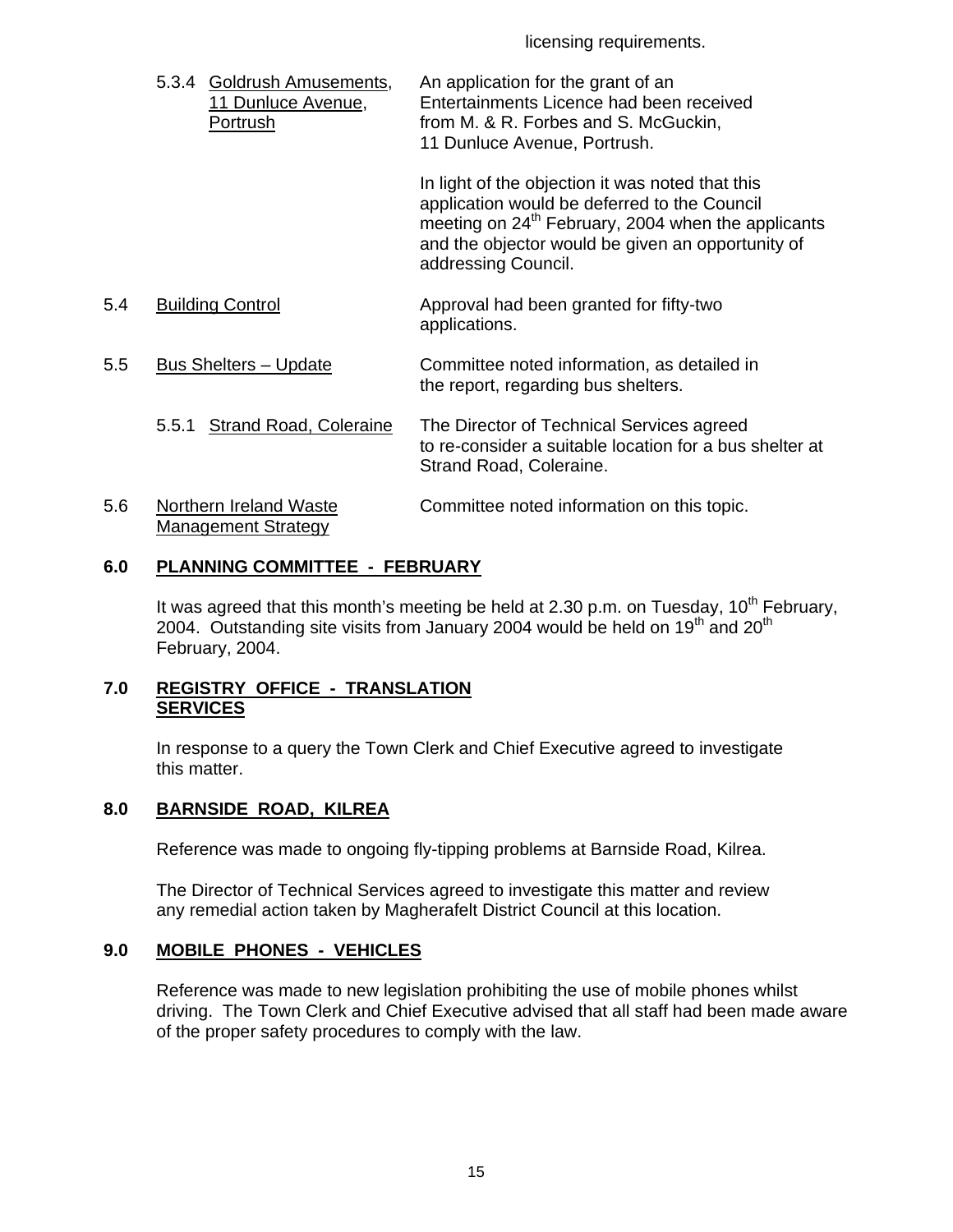licensing requirements.

5.3.4 <u>Goldrush Amusements, 11 Dunluce Avenue, Portrush</u>

An application for the grant of an Entertainments Licence had been received from M. & R. Forbes and S. McGuckin, 11 Dunluce Avenue, Portrush.

In light of the objection it was noted that this application would be deferred to the Council meeting on 24th February, 2004 when the applicants and the objector would be given an opportunity of addressing Council.

5.4 <u>Building Control</u>

Approval had been granted for fifty-two applications.

5.5 <u>Bus Shelters – Update</u>

Committee noted information, as detailed in the report, regarding bus shelters.

5.5.1 <u>Strand Road, Coleraine</u>

The Director of Technical Services agreed to re-consider a suitable location for a bus shelter at Strand Road, Coleraine.

5.6 <u>Northern Ireland Waste Management Strategy</u>

Committee noted information on this topic.

## 6.0 PLANNING COMMITTEE - FEBRUARY

It was agreed that this month's meeting be held at 2.30 p.m. on Tuesday, 10th February, 2004. Outstanding site visits from January 2004 would be held on 19th and 20th February, 2004.

## 7.0 REGISTRY OFFICE - TRANSLATION SERVICES

In response to a query the Town Clerk and Chief Executive agreed to investigate this matter.

## 8.0 BARNSIDE ROAD, KILREA

Reference was made to ongoing fly-tipping problems at Barnside Road, Kilrea.

The Director of Technical Services agreed to investigate this matter and review any remedial action taken by Magherafelt District Council at this location.

## 9.0 MOBILE PHONES - VEHICLES

Reference was made to new legislation prohibiting the use of mobile phones whilst driving. The Town Clerk and Chief Executive advised that all staff had been made aware of the proper safety procedures to comply with the law.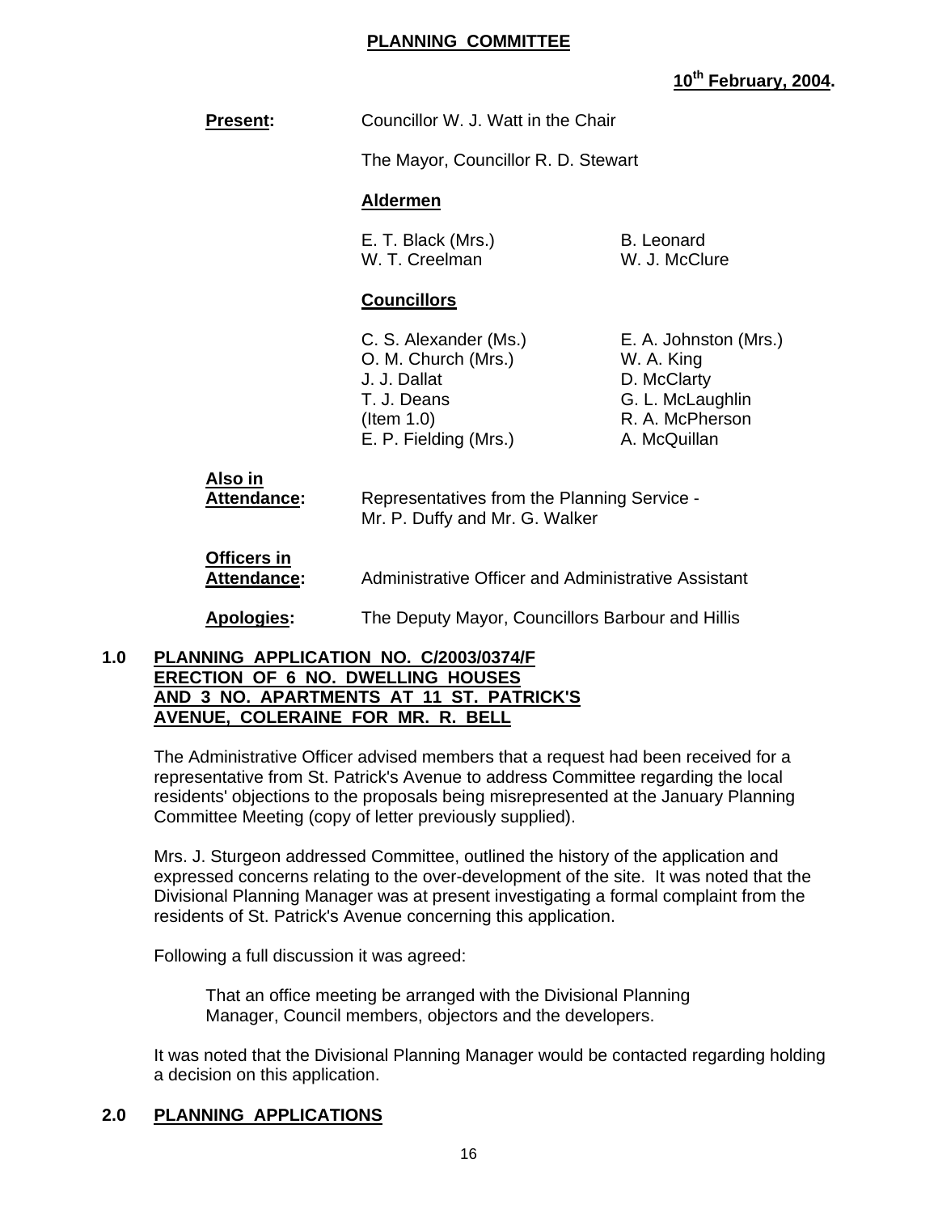**PLANNING COMMITTEE**

**10th February, 2004.**

**Present:** Councillor W. J. Watt in the Chair

The Mayor, Councillor R. D. Stewart

**Aldermen**

E. T. Black (Mrs.)
W. T. Creelman
B. Leonard
W. J. McClure

**Councillors**

C. S. Alexander (Ms.)
O. M. Church (Mrs.)
J. J. Dallat
T. J. Deans
(Item 1.0)
E. P. Fielding (Mrs.)
E. A. Johnston (Mrs.)
W. A. King
D. McClarty
G. L. McLaughlin
R. A. McPherson
A. McQuillan

**Also in Attendance:** Representatives from the Planning Service - Mr. P. Duffy and Mr. G. Walker

**Officers in Attendance:** Administrative Officer and Administrative Assistant

**Apologies:** The Deputy Mayor, Councillors Barbour and Hillis

## 1.0 PLANNING APPLICATION NO. C/2003/0374/F ERECTION OF 6 NO. DWELLING HOUSES AND 3 NO. APARTMENTS AT 11 ST. PATRICK'S AVENUE, COLERAINE FOR MR. R. BELL

The Administrative Officer advised members that a request had been received for a representative from St. Patrick's Avenue to address Committee regarding the local residents' objections to the proposals being misrepresented at the January Planning Committee Meeting (copy of letter previously supplied).

Mrs. J. Sturgeon addressed Committee, outlined the history of the application and expressed concerns relating to the over-development of the site. It was noted that the Divisional Planning Manager was at present investigating a formal complaint from the residents of St. Patrick's Avenue concerning this application.

Following a full discussion it was agreed:

> That an office meeting be arranged with the Divisional Planning Manager, Council members, objectors and the developers.

It was noted that the Divisional Planning Manager would be contacted regarding holding a decision on this application.

## 2.0 PLANNING APPLICATIONS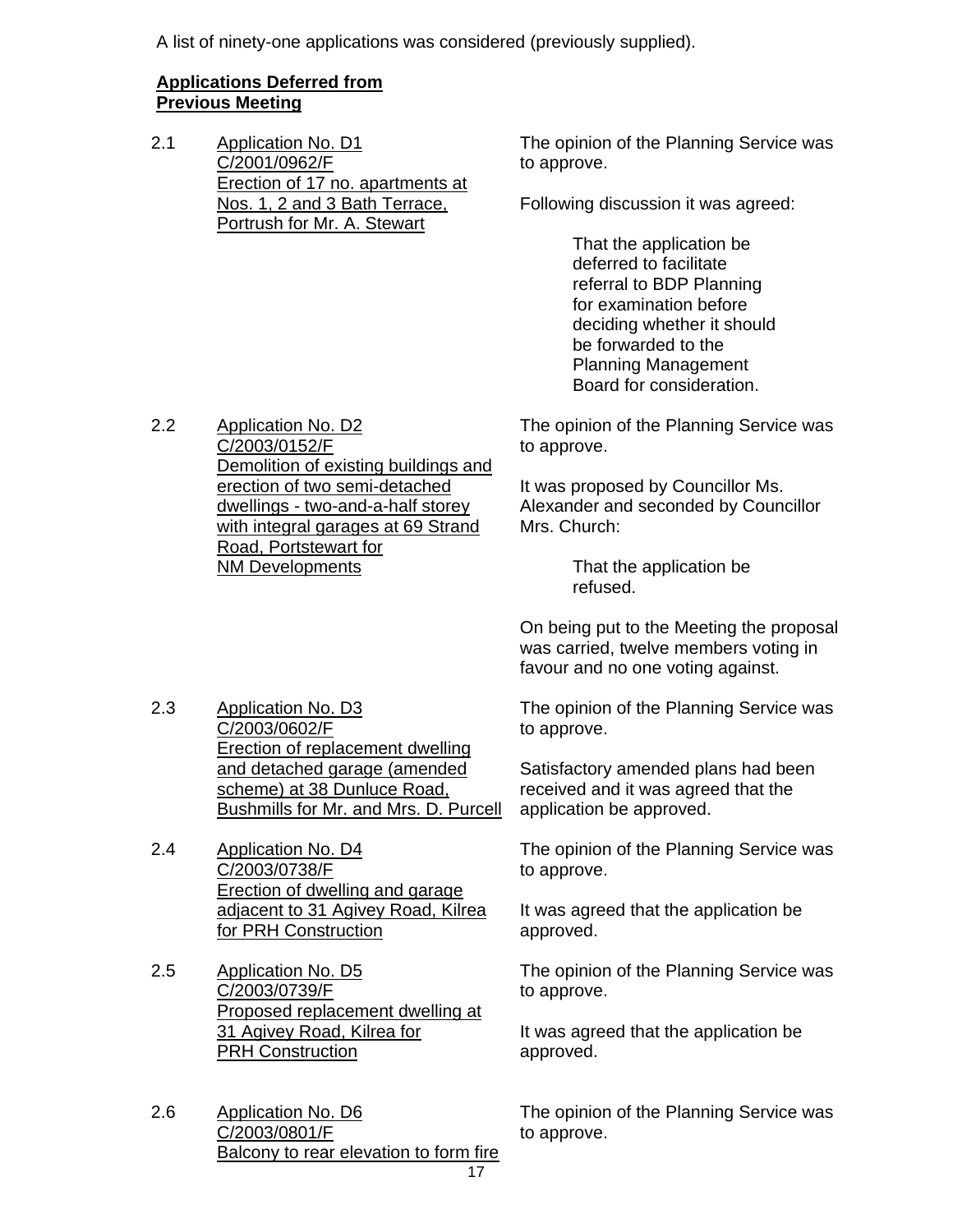A list of ninety-one applications was considered (previously supplied).

**Applications Deferred from Previous Meeting**

2.1 Application No. D1
C/2001/0962/F
Erection of 17 no. apartments at Nos. 1, 2 and 3 Bath Terrace, Portrush for Mr. A. Stewart

The opinion of the Planning Service was to approve.

Following discussion it was agreed:

> That the application be deferred to facilitate referral to BDP Planning for examination before deciding whether it should be forwarded to the Planning Management Board for consideration.

2.2 Application No. D2
C/2003/0152/F
Demolition of existing buildings and erection of two semi-detached dwellings - two-and-a-half storey with integral garages at 69 Strand Road, Portstewart for NM Developments

The opinion of the Planning Service was to approve.

It was proposed by Councillor Ms. Alexander and seconded by Councillor Mrs. Church:

> That the application be refused.

On being put to the Meeting the proposal was carried, twelve members voting in favour and no one voting against.

2.3 Application No. D3
C/2003/0602/F
Erection of replacement dwelling and detached garage (amended scheme) at 38 Dunluce Road, Bushmills for Mr. and Mrs. D. Purcell

The opinion of the Planning Service was to approve.

Satisfactory amended plans had been received and it was agreed that the application be approved.

2.4 Application No. D4
C/2003/0738/F
Erection of dwelling and garage adjacent to 31 Agivey Road, Kilrea for PRH Construction

The opinion of the Planning Service was to approve.

It was agreed that the application be approved.

2.5 Application No. D5
C/2003/0739/F
Proposed replacement dwelling at 31 Agivey Road, Kilrea for PRH Construction

The opinion of the Planning Service was to approve.

It was agreed that the application be approved.

2.6 Application No. D6
C/2003/0801/F
Balcony to rear elevation to form fire

The opinion of the Planning Service was to approve.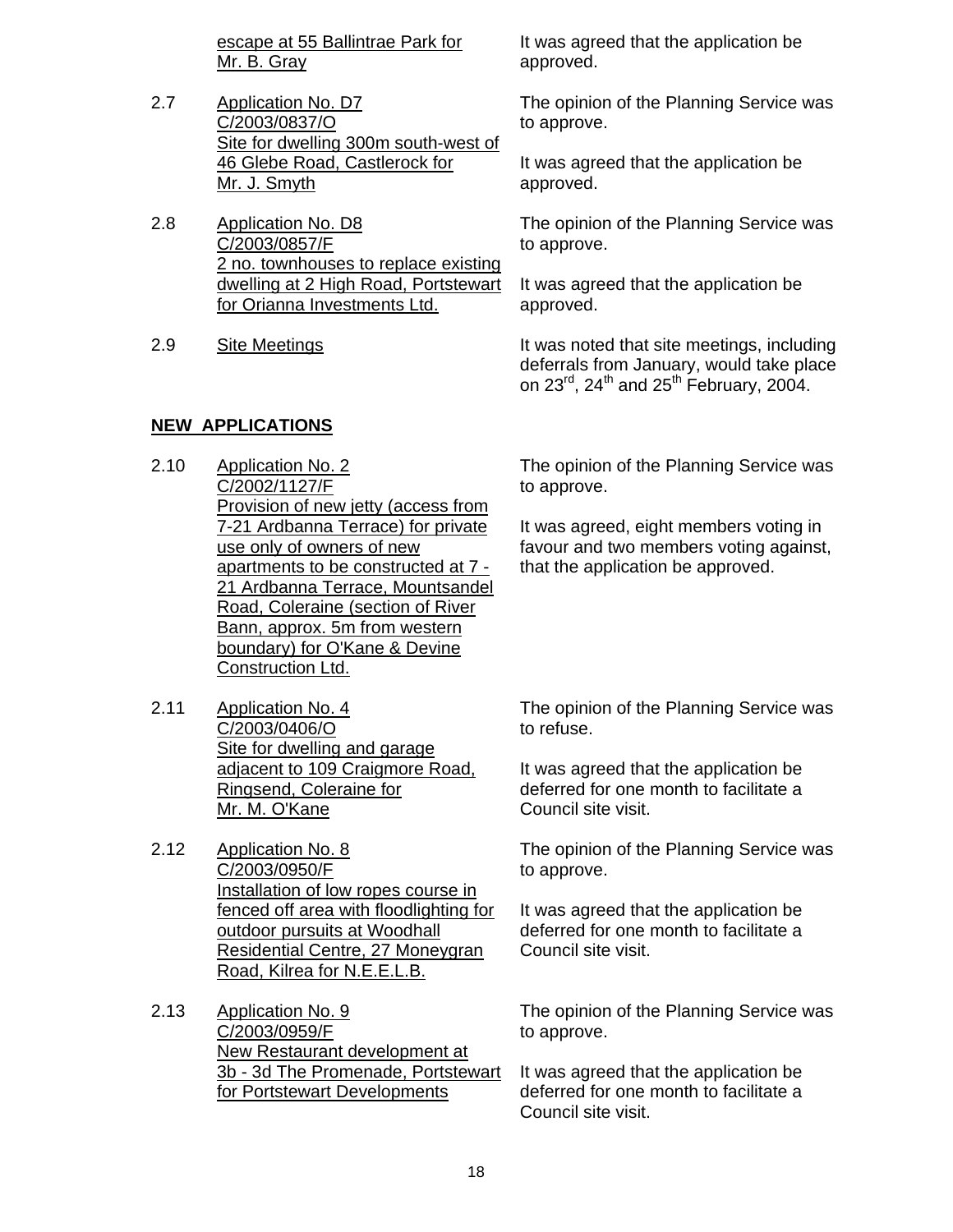escape at 55 Ballintrae Park for Mr. B. Gray

It was agreed that the application be approved.

2.7 Application No. D7 C/2003/0837/O Site for dwelling 300m south-west of 46 Glebe Road, Castlerock for Mr. J. Smyth

The opinion of the Planning Service was to approve.

It was agreed that the application be approved.

2.8 Application No. D8 C/2003/0857/F 2 no. townhouses to replace existing dwelling at 2 High Road, Portstewart for Orianna Investments Ltd.

The opinion of the Planning Service was to approve.

It was agreed that the application be approved.

2.9 Site Meetings

It was noted that site meetings, including deferrals from January, would take place on 23rd, 24th and 25th February, 2004.

## NEW APPLICATIONS

2.10 Application No. 2 C/2002/1127/F Provision of new jetty (access from 7-21 Ardbanna Terrace) for private use only of owners of new apartments to be constructed at 7 - 21 Ardbanna Terrace, Mountsandel Road, Coleraine (section of River Bann, approx. 5m from western boundary) for O'Kane & Devine Construction Ltd.

The opinion of the Planning Service was to approve.

It was agreed, eight members voting in favour and two members voting against, that the application be approved.

2.11 Application No. 4 C/2003/0406/O Site for dwelling and garage adjacent to 109 Craigmore Road, Ringsend, Coleraine for Mr. M. O'Kane

The opinion of the Planning Service was to refuse.

It was agreed that the application be deferred for one month to facilitate a Council site visit.

2.12 Application No. 8 C/2003/0950/F Installation of low ropes course in fenced off area with floodlighting for outdoor pursuits at Woodhall Residential Centre, 27 Moneygran Road, Kilrea for N.E.E.L.B.

The opinion of the Planning Service was to approve.

It was agreed that the application be deferred for one month to facilitate a Council site visit.

2.13 Application No. 9 C/2003/0959/F New Restaurant development at 3b - 3d The Promenade, Portstewart for Portstewart Developments

The opinion of the Planning Service was to approve.

It was agreed that the application be deferred for one month to facilitate a Council site visit.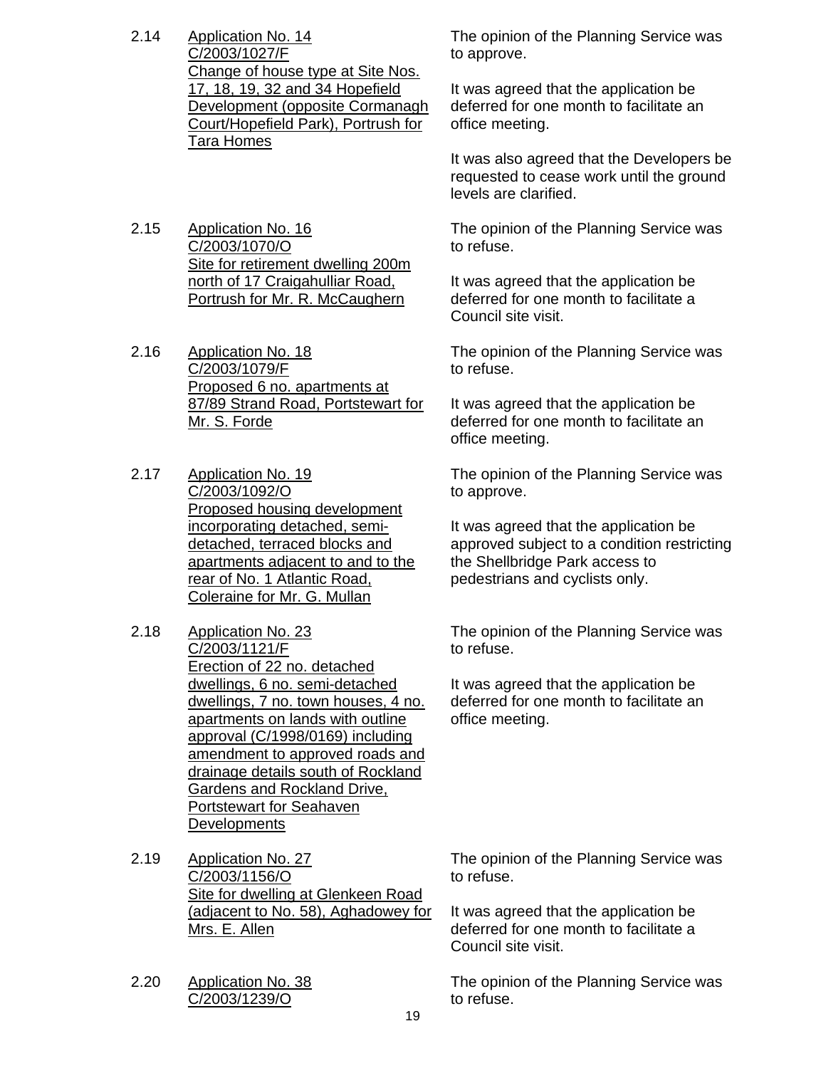2.14 Application No. 14
C/2003/1027/F
Change of house type at Site Nos. 17, 18, 19, 32 and 34 Hopefield Development (opposite Cormanagh Court/Hopefield Park), Portrush for Tara Homes

The opinion of the Planning Service was to approve.

It was agreed that the application be deferred for one month to facilitate an office meeting.

It was also agreed that the Developers be requested to cease work until the ground levels are clarified.

2.15 Application No. 16
C/2003/1070/O
Site for retirement dwelling 200m north of 17 Craigahulliar Road, Portrush for Mr. R. McCaughern

The opinion of the Planning Service was to refuse.

It was agreed that the application be deferred for one month to facilitate a Council site visit.

2.16 Application No. 18
C/2003/1079/F
Proposed 6 no. apartments at 87/89 Strand Road, Portstewart for Mr. S. Forde

The opinion of the Planning Service was to refuse.

It was agreed that the application be deferred for one month to facilitate an office meeting.

2.17 Application No. 19
C/2003/1092/O
Proposed housing development incorporating detached, semi-detached, terraced blocks and apartments adjacent to and to the rear of No. 1 Atlantic Road, Coleraine for Mr. G. Mullan

The opinion of the Planning Service was to approve.

It was agreed that the application be approved subject to a condition restricting the Shellbridge Park access to pedestrians and cyclists only.

2.18 Application No. 23
C/2003/1121/F
Erection of 22 no. detached dwellings, 6 no. semi-detached dwellings, 7 no. town houses, 4 no. apartments on lands with outline approval (C/1998/0169) including amendment to approved roads and drainage details south of Rockland Gardens and Rockland Drive, Portstewart for Seahaven Developments

The opinion of the Planning Service was to refuse.

It was agreed that the application be deferred for one month to facilitate an office meeting.

2.19 Application No. 27
C/2003/1156/O
Site for dwelling at Glenkeen Road (adjacent to No. 58), Aghadowey for Mrs. E. Allen

The opinion of the Planning Service was to refuse.

It was agreed that the application be deferred for one month to facilitate a Council site visit.

2.20 Application No. 38
C/2003/1239/O

The opinion of the Planning Service was to refuse.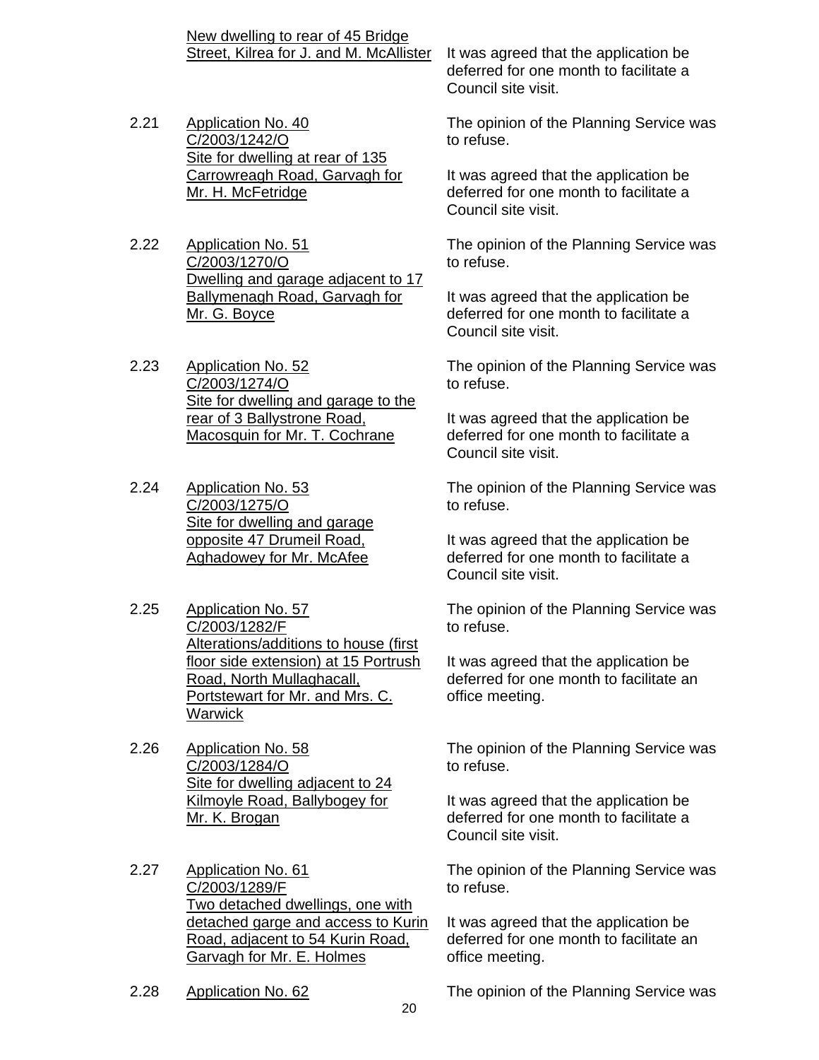New dwelling to rear of 45 Bridge Street, Kilrea for J. and M. McAllister

It was agreed that the application be deferred for one month to facilitate a Council site visit.

2.21 Application No. 40
C/2003/1242/O
Site for dwelling at rear of 135 Carrowreagh Road, Garvagh for Mr. H. McFetridge

The opinion of the Planning Service was to refuse.

It was agreed that the application be deferred for one month to facilitate a Council site visit.

2.22 Application No. 51
C/2003/1270/O
Dwelling and garage adjacent to 17 Ballymenagh Road, Garvagh for Mr. G. Boyce

The opinion of the Planning Service was to refuse.

It was agreed that the application be deferred for one month to facilitate a Council site visit.

2.23 Application No. 52
C/2003/1274/O
Site for dwelling and garage to the rear of 3 Ballystrone Road, Macosquin for Mr. T. Cochrane

The opinion of the Planning Service was to refuse.

It was agreed that the application be deferred for one month to facilitate a Council site visit.

2.24 Application No. 53
C/2003/1275/O
Site for dwelling and garage opposite 47 Drumeil Road, Aghadowey for Mr. McAfee

The opinion of the Planning Service was to refuse.

It was agreed that the application be deferred for one month to facilitate a Council site visit.

2.25 Application No. 57
C/2003/1282/F
Alterations/additions to house (first floor side extension) at 15 Portrush Road, North Mullaghacall, Portstewart for Mr. and Mrs. C. Warwick

The opinion of the Planning Service was to refuse.

It was agreed that the application be deferred for one month to facilitate an office meeting.

2.26 Application No. 58
C/2003/1284/O
Site for dwelling adjacent to 24 Kilmoyle Road, Ballybogey for Mr. K. Brogan

The opinion of the Planning Service was to refuse.

It was agreed that the application be deferred for one month to facilitate a Council site visit.

2.27 Application No. 61
C/2003/1289/F
Two detached dwellings, one with detached garge and access to Kurin Road, adjacent to 54 Kurin Road, Garvagh for Mr. E. Holmes

The opinion of the Planning Service was to refuse.

It was agreed that the application be deferred for one month to facilitate an office meeting.

2.28 Application No. 62

The opinion of the Planning Service was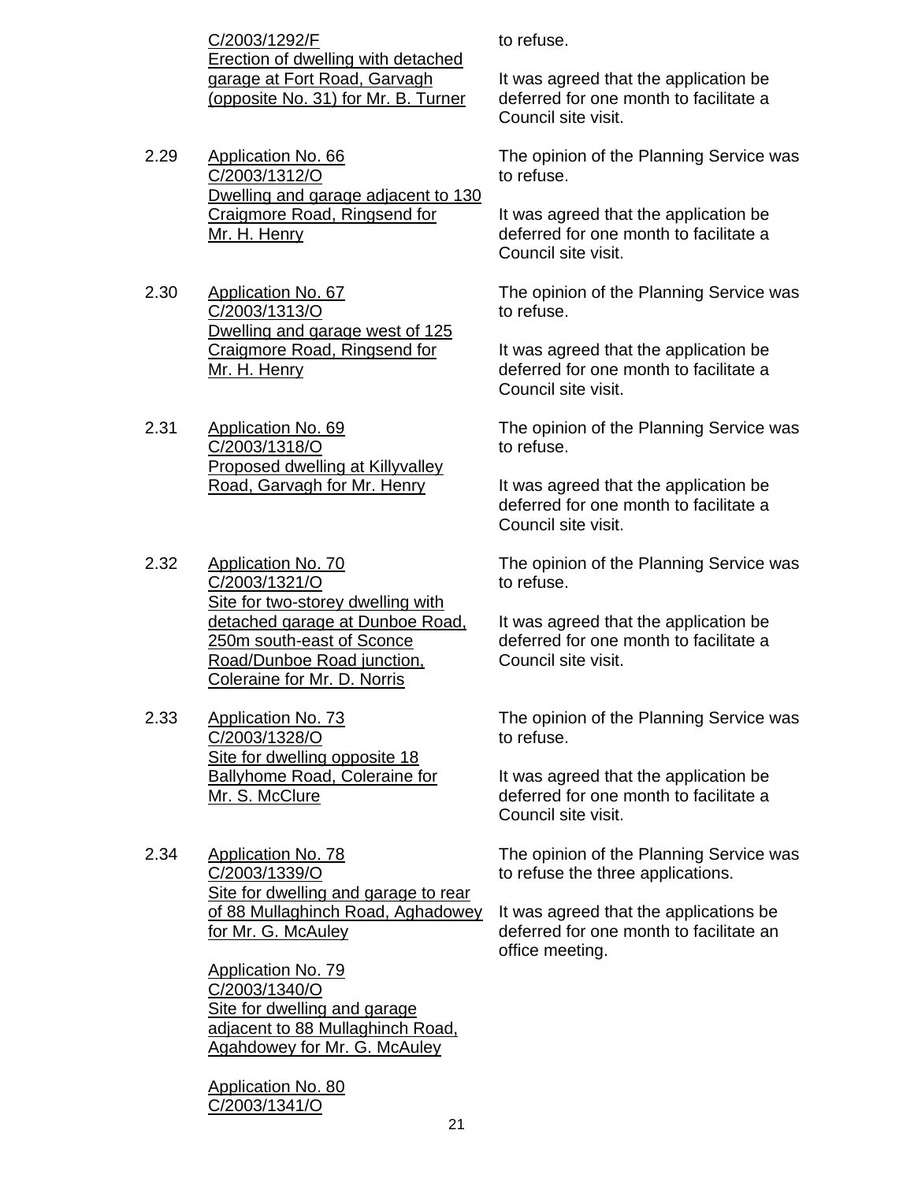C/2003/1292/F
Erection of dwelling with detached garage at Fort Road, Garvagh (opposite No. 31) for Mr. B. Turner

to refuse.

It was agreed that the application be deferred for one month to facilitate a Council site visit.

2.29 Application No. 66
C/2003/1312/O
Dwelling and garage adjacent to 130 Craigmore Road, Ringsend for Mr. H. Henry

The opinion of the Planning Service was to refuse.

It was agreed that the application be deferred for one month to facilitate a Council site visit.

2.30 Application No. 67
C/2003/1313/O
Dwelling and garage west of 125 Craigmore Road, Ringsend for Mr. H. Henry

The opinion of the Planning Service was to refuse.

It was agreed that the application be deferred for one month to facilitate a Council site visit.

2.31 Application No. 69
C/2003/1318/O
Proposed dwelling at Killyvalley Road, Garvagh for Mr. Henry

The opinion of the Planning Service was to refuse.

It was agreed that the application be deferred for one month to facilitate a Council site visit.

2.32 Application No. 70
C/2003/1321/O
Site for two-storey dwelling with detached garage at Dunboe Road, 250m south-east of Sconce Road/Dunboe Road junction, Coleraine for Mr. D. Norris

The opinion of the Planning Service was to refuse.

It was agreed that the application be deferred for one month to facilitate a Council site visit.

2.33 Application No. 73
C/2003/1328/O
Site for dwelling opposite 18 Ballyhome Road, Coleraine for Mr. S. McClure

The opinion of the Planning Service was to refuse.

It was agreed that the application be deferred for one month to facilitate a Council site visit.

2.34 Application No. 78
C/2003/1339/O
Site for dwelling and garage to rear of 88 Mullaghinch Road, Aghadowey for Mr. G. McAuley

Application No. 79
C/2003/1340/O
Site for dwelling and garage adjacent to 88 Mullaghinch Road, Agahdowey for Mr. G. McAuley

Application No. 80
C/2003/1341/O

The opinion of the Planning Service was to refuse the three applications.

It was agreed that the applications be deferred for one month to facilitate an office meeting.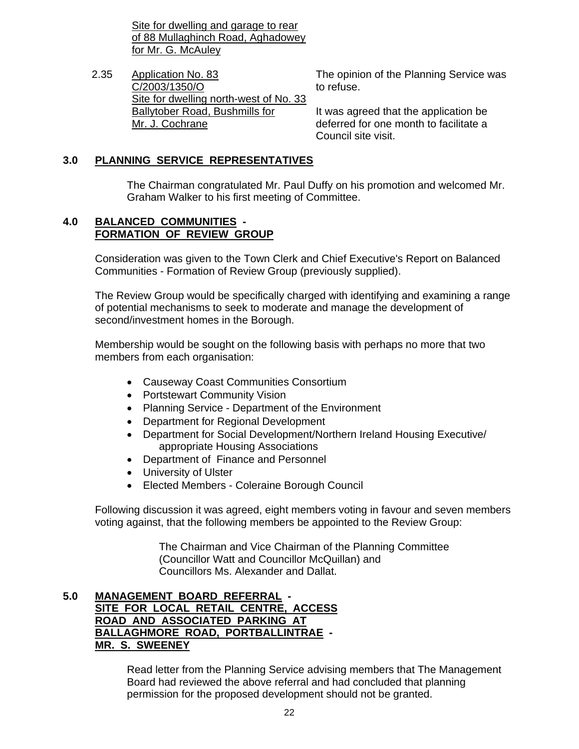Site for dwelling and garage to rear of 88 Mullaghinch Road, Aghadowey for Mr. G. McAuley

2.35 Application No. 83
C/2003/1350/O
Site for dwelling north-west of No. 33 Ballytober Road, Bushmills for Mr. J. Cochrane

The opinion of the Planning Service was to refuse.

It was agreed that the application be deferred for one month to facilitate a Council site visit.

## 3.0 PLANNING SERVICE REPRESENTATIVES

The Chairman congratulated Mr. Paul Duffy on his promotion and welcomed Mr. Graham Walker to his first meeting of Committee.

## 4.0 BALANCED COMMUNITIES - FORMATION OF REVIEW GROUP

Consideration was given to the Town Clerk and Chief Executive's Report on Balanced Communities - Formation of Review Group (previously supplied).

The Review Group would be specifically charged with identifying and examining a range of potential mechanisms to seek to moderate and manage the development of second/investment homes in the Borough.

Membership would be sought on the following basis with perhaps no more that two members from each organisation:

- Causeway Coast Communities Consortium
- Portstewart Community Vision
- Planning Service - Department of the Environment
- Department for Regional Development
- Department for Social Development/Northern Ireland Housing Executive/ appropriate Housing Associations
- Department of Finance and Personnel
- University of Ulster
- Elected Members - Coleraine Borough Council

Following discussion it was agreed, eight members voting in favour and seven members voting against, that the following members be appointed to the Review Group:

The Chairman and Vice Chairman of the Planning Committee (Councillor Watt and Councillor McQuillan) and Councillors Ms. Alexander and Dallat.

## 5.0 MANAGEMENT BOARD REFERRAL - SITE FOR LOCAL RETAIL CENTRE, ACCESS ROAD AND ASSOCIATED PARKING AT BALLAGHMORE ROAD, PORTBALLINTRAE - MR. S. SWEENEY

Read letter from the Planning Service advising members that The Management Board had reviewed the above referral and had concluded that planning permission for the proposed development should not be granted.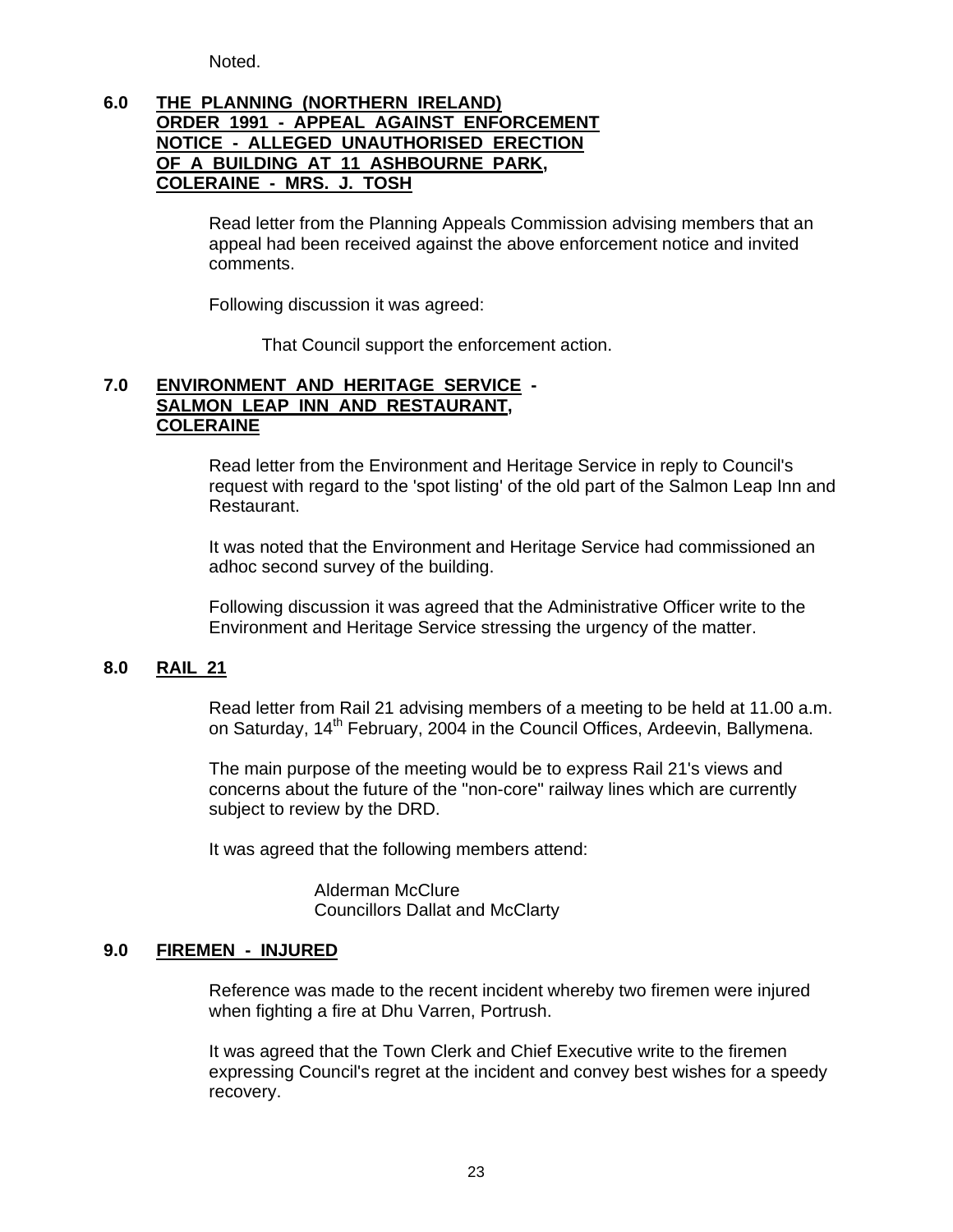Noted.

**6.0 THE PLANNING (NORTHERN IRELAND) ORDER 1991 - APPEAL AGAINST ENFORCEMENT NOTICE - ALLEGED UNAUTHORISED ERECTION OF A BUILDING AT 11 ASHBOURNE PARK, COLERAINE - MRS. J. TOSH**

Read letter from the Planning Appeals Commission advising members that an appeal had been received against the above enforcement notice and invited comments.

Following discussion it was agreed:

> That Council support the enforcement action.

**7.0 ENVIRONMENT AND HERITAGE SERVICE - SALMON LEAP INN AND RESTAURANT, COLERAINE**

Read letter from the Environment and Heritage Service in reply to Council's request with regard to the 'spot listing' of the old part of the Salmon Leap Inn and Restaurant.

It was noted that the Environment and Heritage Service had commissioned an adhoc second survey of the building.

Following discussion it was agreed that the Administrative Officer write to the Environment and Heritage Service stressing the urgency of the matter.

**8.0 RAIL 21**

Read letter from Rail 21 advising members of a meeting to be held at 11.00 a.m. on Saturday, 14th February, 2004 in the Council Offices, Ardeevin, Ballymena.

The main purpose of the meeting would be to express Rail 21's views and concerns about the future of the "non-core" railway lines which are currently subject to review by the DRD.

It was agreed that the following members attend:

Alderman McClure
Councillors Dallat and McClarty

**9.0 FIREMEN - INJURED**

Reference was made to the recent incident whereby two firemen were injured when fighting a fire at Dhu Varren, Portrush.

It was agreed that the Town Clerk and Chief Executive write to the firemen expressing Council's regret at the incident and convey best wishes for a speedy recovery.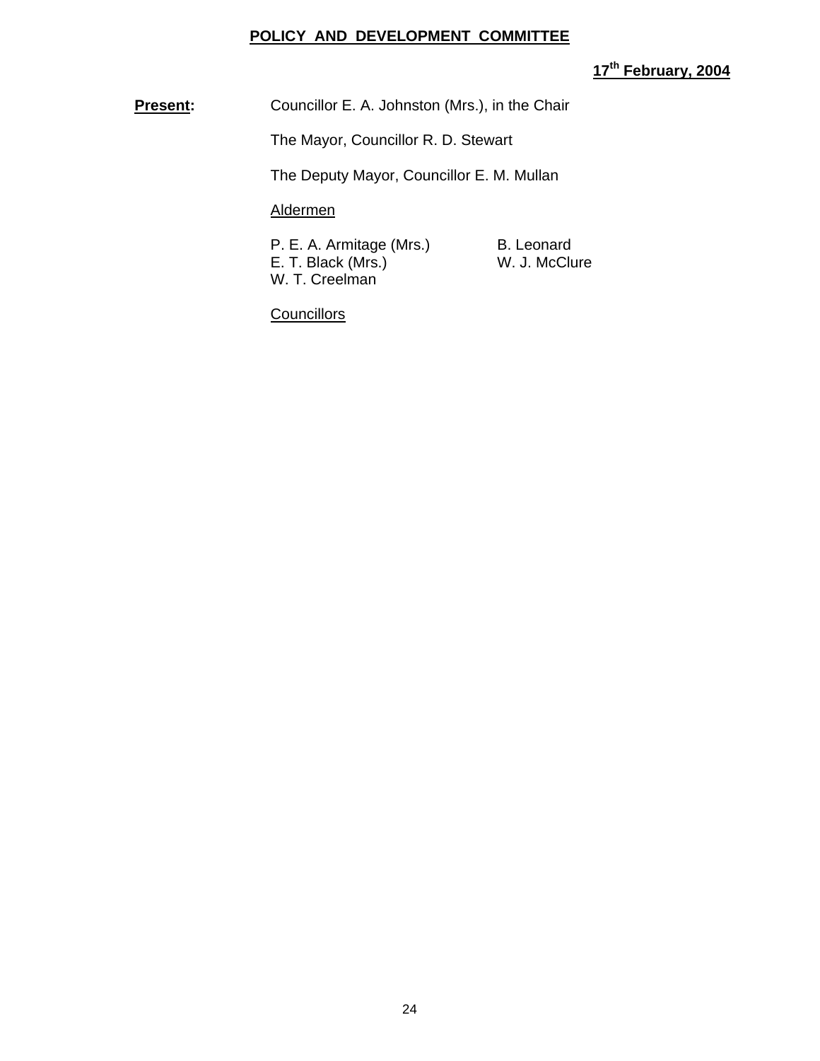**POLICY AND DEVELOPMENT COMMITTEE**

**17th February, 2004**

**Present:** Councillor E. A. Johnston (Mrs.), in the Chair

The Mayor, Councillor R. D. Stewart

The Deputy Mayor, Councillor E. M. Mullan

Aldermen

| | |
|---|---|
| P. E. A. Armitage (Mrs.) | B. Leonard |
| E. T. Black (Mrs.) | W. J. McClure |
| W. T. Creelman | |

Councillors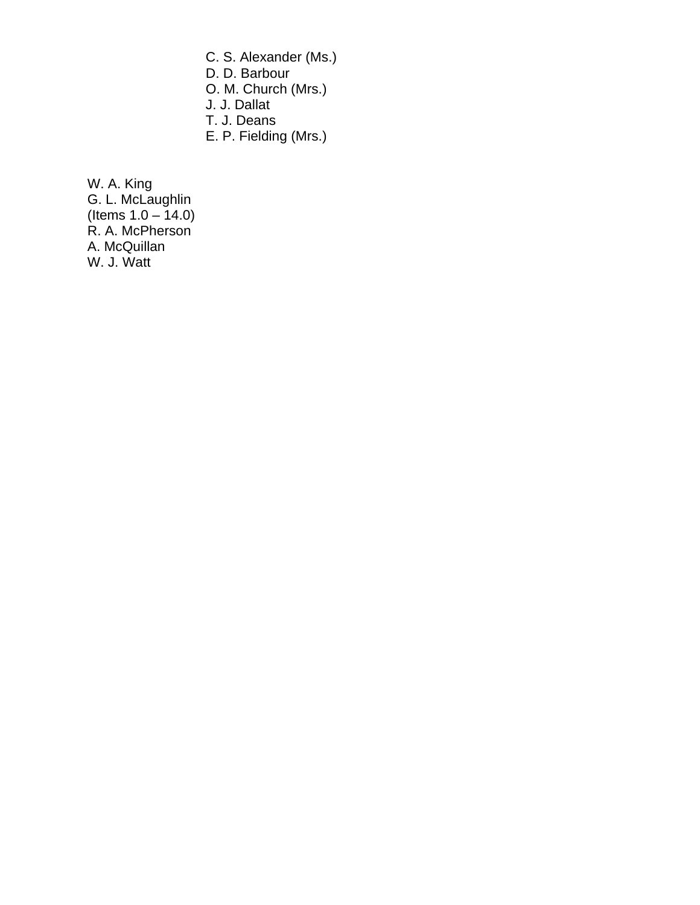C. S. Alexander (Ms.)
D. D. Barbour
O. M. Church (Mrs.)
J. J. Dallat
T. J. Deans
E. P. Fielding (Mrs.)

W. A. King
G. L. McLaughlin
(Items 1.0 – 14.0)
R. A. McPherson
A. McQuillan
W. J. Watt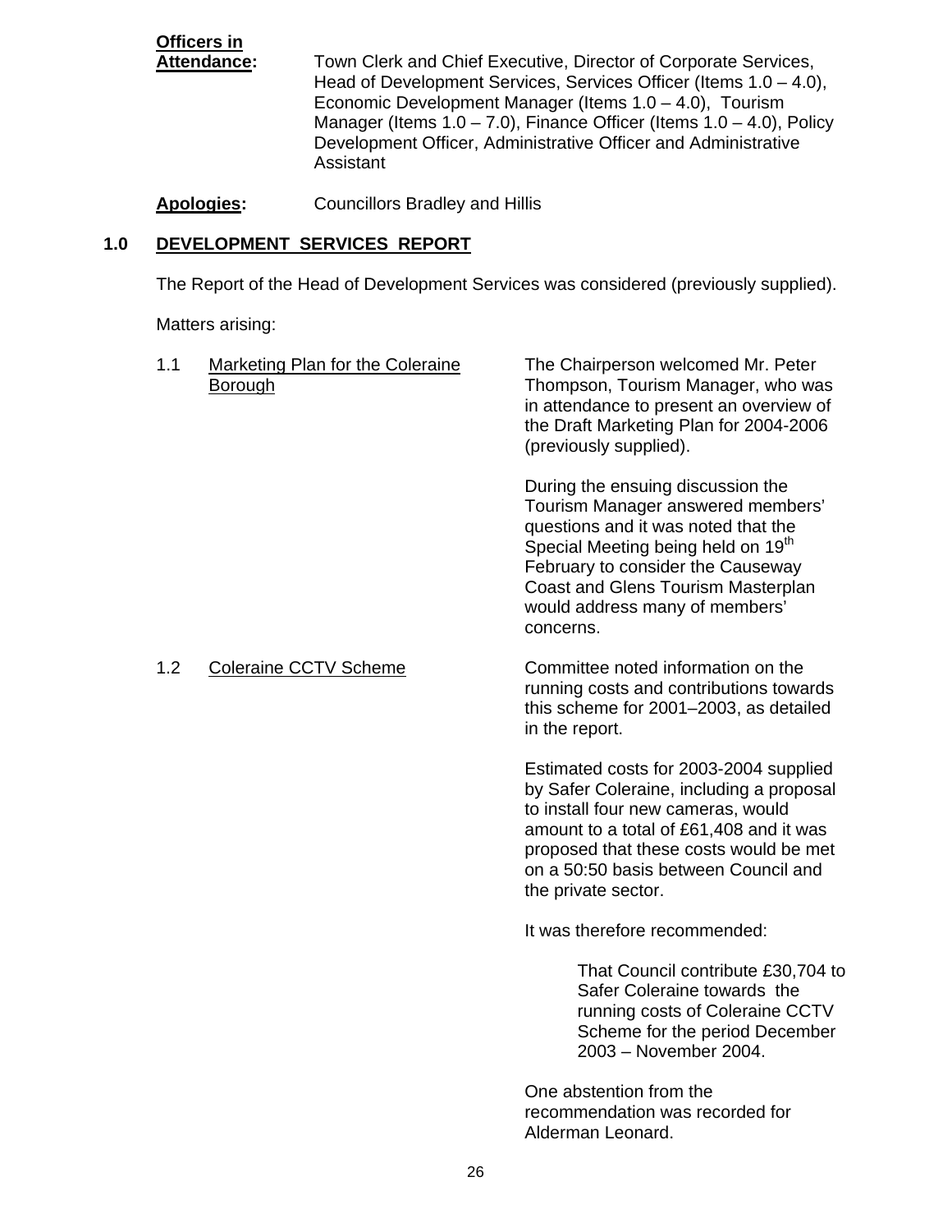**Officers in Attendance:** Town Clerk and Chief Executive, Director of Corporate Services, Head of Development Services, Services Officer (Items 1.0 – 4.0), Economic Development Manager (Items 1.0 – 4.0), Tourism Manager (Items 1.0 – 7.0), Finance Officer (Items 1.0 – 4.0), Policy Development Officer, Administrative Officer and Administrative Assistant

**Apologies:** Councillors Bradley and Hillis

## 1.0 DEVELOPMENT SERVICES REPORT

The Report of the Head of Development Services was considered (previously supplied).

Matters arising:

### 1.1 Marketing Plan for the Coleraine Borough

The Chairperson welcomed Mr. Peter Thompson, Tourism Manager, who was in attendance to present an overview of the Draft Marketing Plan for 2004-2006 (previously supplied).

During the ensuing discussion the Tourism Manager answered members' questions and it was noted that the Special Meeting being held on 19th February to consider the Causeway Coast and Glens Tourism Masterplan would address many of members' concerns.

### 1.2 Coleraine CCTV Scheme

Committee noted information on the running costs and contributions towards this scheme for 2001–2003, as detailed in the report.

Estimated costs for 2003-2004 supplied by Safer Coleraine, including a proposal to install four new cameras, would amount to a total of £61,408 and it was proposed that these costs would be met on a 50:50 basis between Council and the private sector.

It was therefore recommended:

> That Council contribute £30,704 to Safer Coleraine towards the running costs of Coleraine CCTV Scheme for the period December 2003 – November 2004.

One abstention from the recommendation was recorded for Alderman Leonard.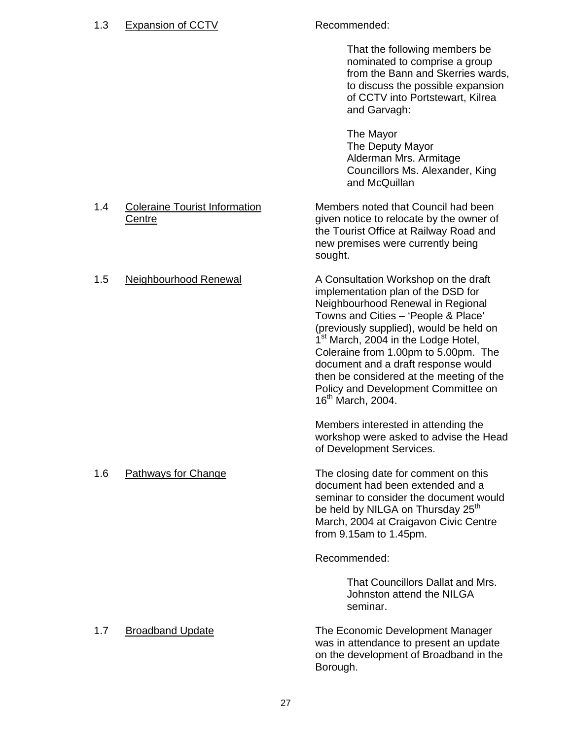1.3 <u>Expansion of CCTV</u>

Recommended:

> That the following members be nominated to comprise a group from the Bann and Skerries wards, to discuss the possible expansion of CCTV into Portstewart, Kilrea and Garvagh:
>
> The Mayor
> The Deputy Mayor
> Alderman Mrs. Armitage
> Councillors Ms. Alexander, King and McQuillan

1.4 <u>Coleraine Tourist Information Centre</u>

Members noted that Council had been given notice to relocate by the owner of the Tourist Office at Railway Road and new premises were currently being sought.

1.5 <u>Neighbourhood Renewal</u>

A Consultation Workshop on the draft implementation plan of the DSD for Neighbourhood Renewal in Regional Towns and Cities – 'People & Place' (previously supplied), would be held on 1st March, 2004 in the Lodge Hotel, Coleraine from 1.00pm to 5.00pm. The document and a draft response would then be considered at the meeting of the Policy and Development Committee on 16th March, 2004.

Members interested in attending the workshop were asked to advise the Head of Development Services.

1.6 <u>Pathways for Change</u>

The closing date for comment on this document had been extended and a seminar to consider the document would be held by NILGA on Thursday 25th March, 2004 at Craigavon Civic Centre from 9.15am to 1.45pm.

Recommended:

> That Councillors Dallat and Mrs. Johnston attend the NILGA seminar.

1.7 <u>Broadband Update</u>

The Economic Development Manager was in attendance to present an update on the development of Broadband in the Borough.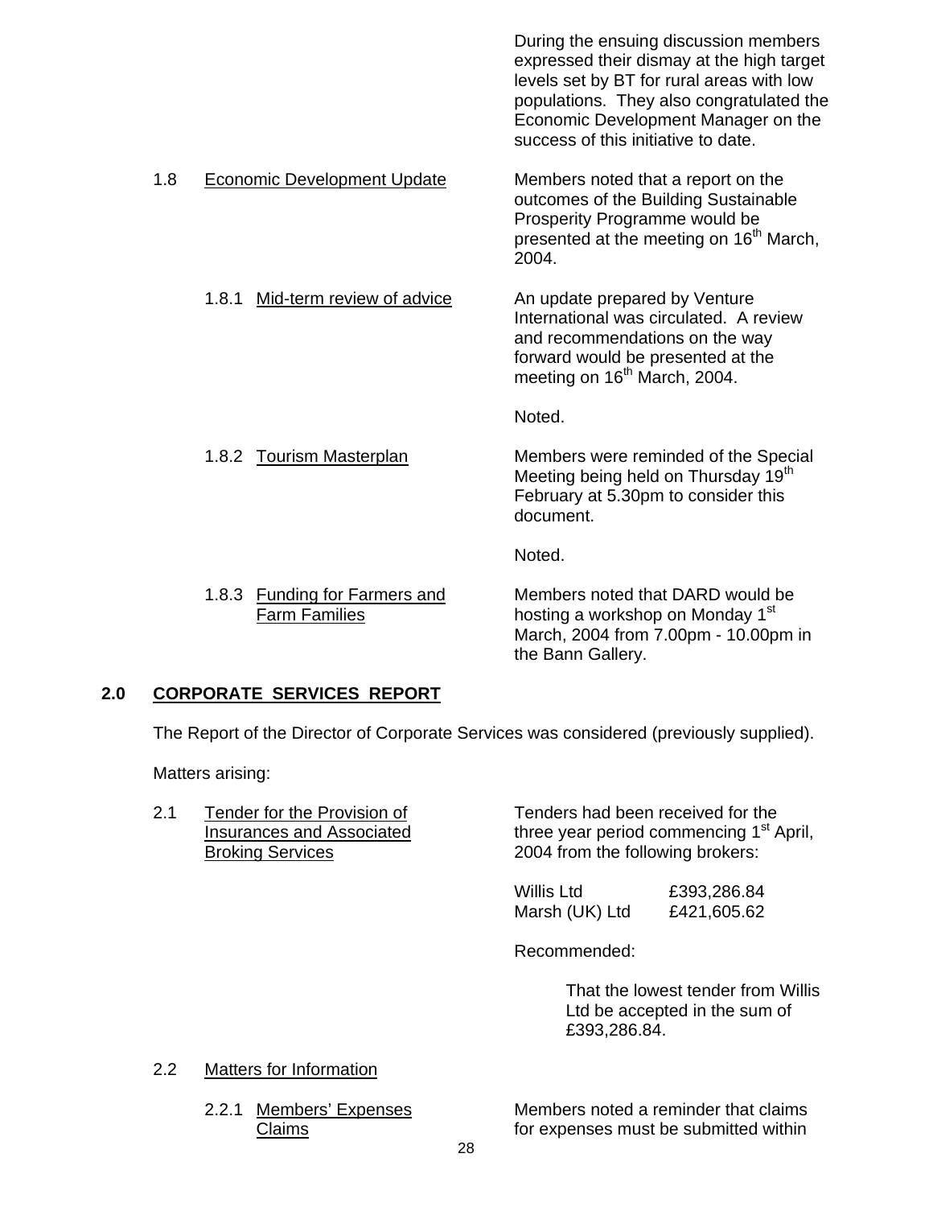During the ensuing discussion members expressed their dismay at the high target levels set by BT for rural areas with low populations. They also congratulated the Economic Development Manager on the success of this initiative to date.

1.8 Economic Development Update

Members noted that a report on the outcomes of the Building Sustainable Prosperity Programme would be presented at the meeting on 16th March, 2004.

1.8.1 Mid-term review of advice

An update prepared by Venture International was circulated. A review and recommendations on the way forward would be presented at the meeting on 16th March, 2004.

Noted.

1.8.2 Tourism Masterplan

Members were reminded of the Special Meeting being held on Thursday 19th February at 5.30pm to consider this document.

Noted.

1.8.3 Funding for Farmers and Farm Families

Members noted that DARD would be hosting a workshop on Monday 1st March, 2004 from 7.00pm - 10.00pm in the Bann Gallery.

## 2.0 CORPORATE SERVICES REPORT

The Report of the Director of Corporate Services was considered (previously supplied).

Matters arising:

2.1 Tender for the Provision of Insurances and Associated Broking Services

Tenders had been received for the three year period commencing 1st April, 2004 from the following brokers:

| | |
|---|---|
| Willis Ltd | £393,286.84 |
| Marsh (UK) Ltd | £421,605.62 |

Recommended:

> That the lowest tender from Willis Ltd be accepted in the sum of £393,286.84.

2.2 Matters for Information

2.2.1 Members' Expenses Claims

Members noted a reminder that claims for expenses must be submitted within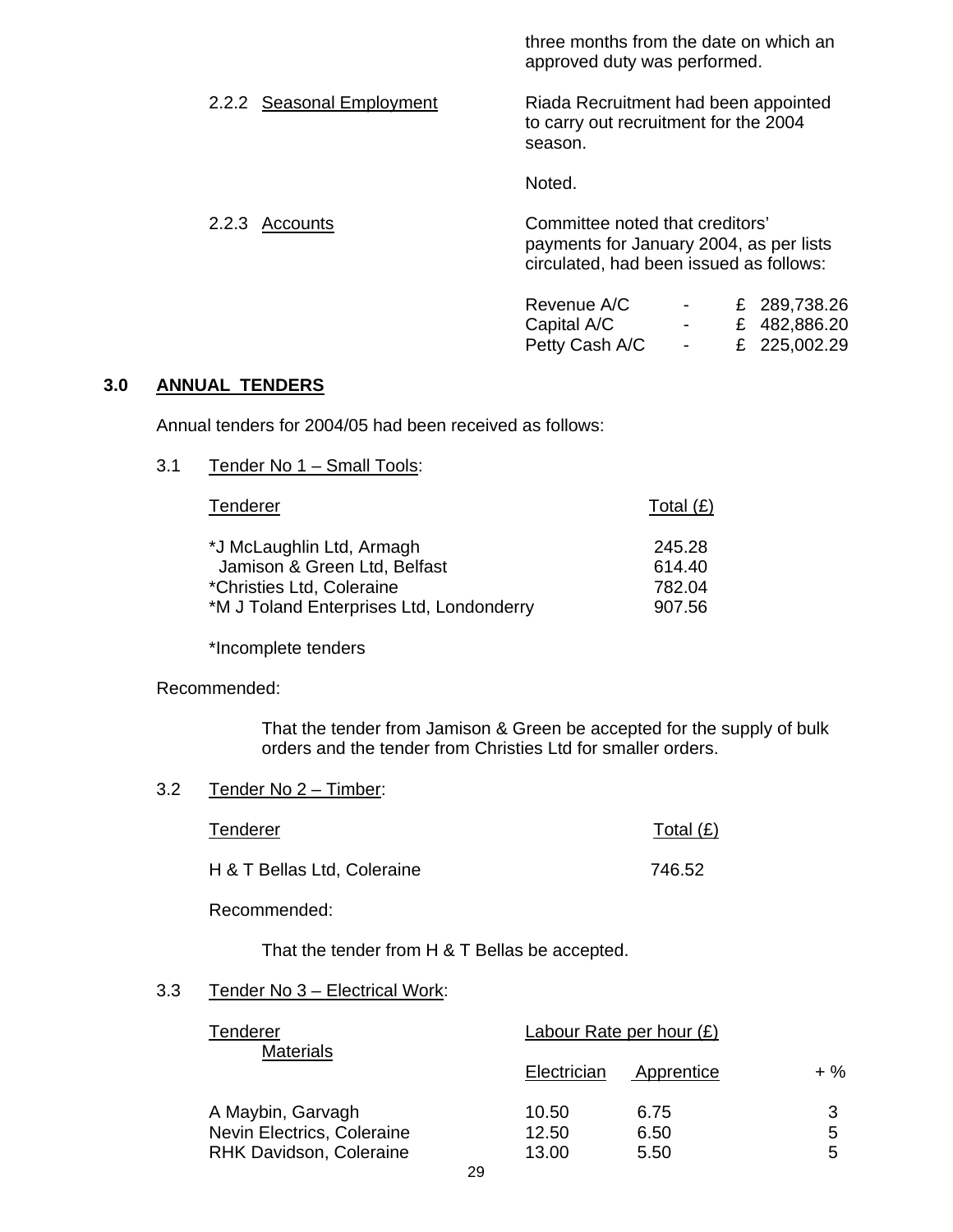three months from the date on which an approved duty was performed.

2.2.2 Seasonal Employment

Riada Recruitment had been appointed to carry out recruitment for the 2004 season.

Noted.

2.2.3 Accounts

Committee noted that creditors' payments for January 2004, as per lists circulated, had been issued as follows:

| | | |
|---|---|---|
| Revenue A/C | - | £ 289,738.26 |
| Capital A/C | - | £ 482,886.20 |
| Petty Cash A/C | - | £ 225,002.29 |

## 3.0 ANNUAL TENDERS

Annual tenders for 2004/05 had been received as follows:

3.1 Tender No 1 – Small Tools:

| Tenderer | Total (£) |
|---|---|
| *J McLaughlin Ltd, Armagh | 245.28 |
| Jamison & Green Ltd, Belfast | 614.40 |
| *Christies Ltd, Coleraine | 782.04 |
| *M J Toland Enterprises Ltd, Londonderry | 907.56 |

*Incomplete tenders

Recommended:

That the tender from Jamison & Green be accepted for the supply of bulk orders and the tender from Christies Ltd for smaller orders.

3.2 Tender No 2 – Timber:

| Tenderer | Total (£) |
|---|---|
| H & T Bellas Ltd, Coleraine | 746.52 |

Recommended:

That the tender from H & T Bellas be accepted.

3.3 Tender No 3 – Electrical Work:

| Tenderer | Labour Rate per hour (£) | | Materials |
|---|---|---|---|
| | Electrician | Apprentice | + % |
| A Maybin, Garvagh | 10.50 | 6.75 | 3 |
| Nevin Electrics, Coleraine | 12.50 | 6.50 | 5 |
| RHK Davidson, Coleraine | 13.00 | 5.50 | 5 |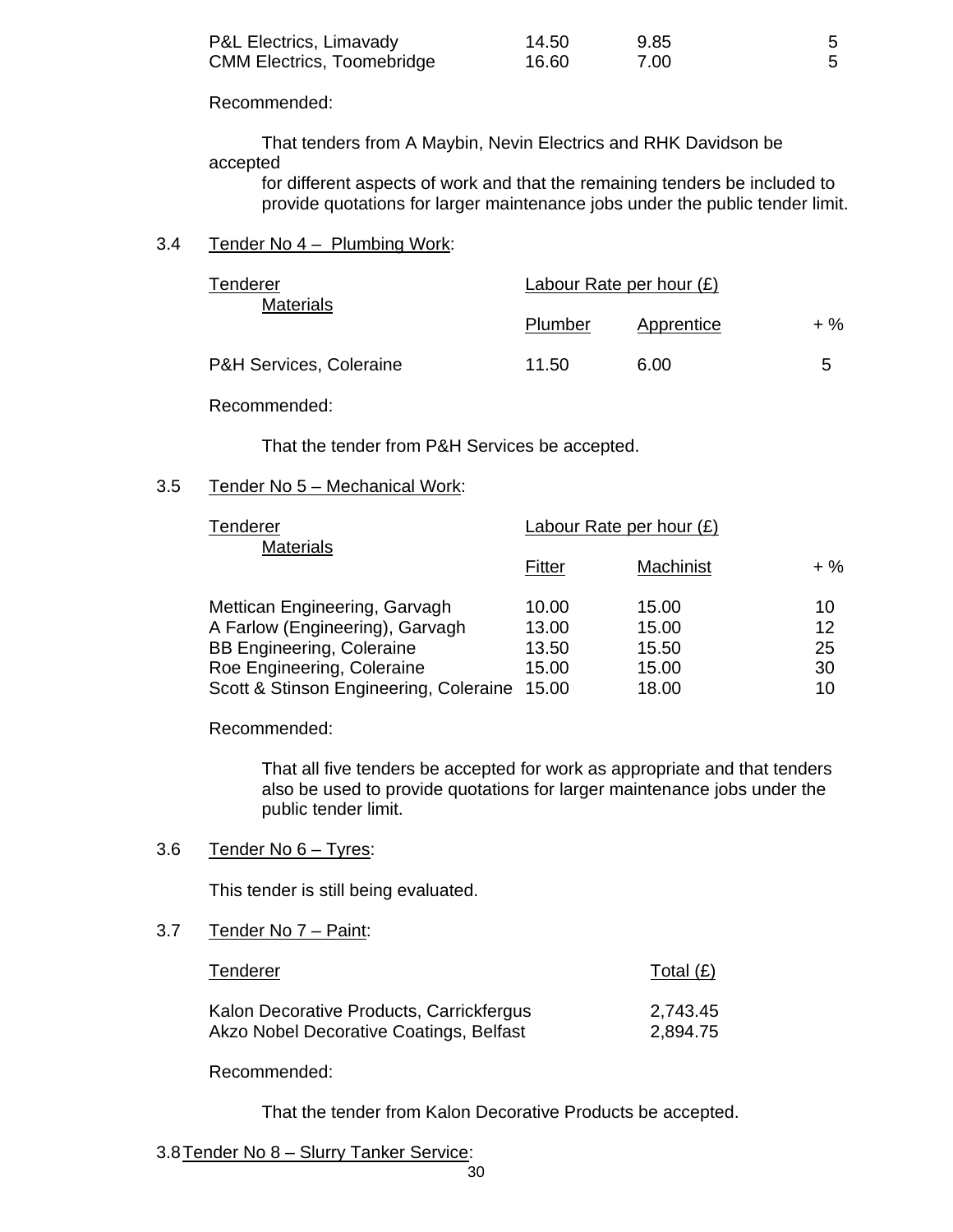| | | | |
|---|---|---|---|
| P&L Electrics, Limavady | 14.50 | 9.85 | 5 |
| CMM Electrics, Toomebridge | 16.60 | 7.00 | 5 |

Recommended:

That tenders from A Maybin, Nevin Electrics and RHK Davidson be accepted for different aspects of work and that the remaining tenders be included to provide quotations for larger maintenance jobs under the public tender limit.

3.4 Tender No 4 – Plumbing Work:

| Tenderer | Labour Rate per hour (£) | | Materials |
|---|---|---|---|
| | Plumber | Apprentice | + % |
| P&H Services, Coleraine | 11.50 | 6.00 | 5 |

Recommended:

That the tender from P&H Services be accepted.

3.5 Tender No 5 – Mechanical Work:

| Tenderer | Labour Rate per hour (£) | | Materials |
|---|---|---|---|
| | Fitter | Machinist | + % |
| Mettican Engineering, Garvagh | 10.00 | 15.00 | 10 |
| A Farlow (Engineering), Garvagh | 13.00 | 15.00 | 12 |
| BB Engineering, Coleraine | 13.50 | 15.50 | 25 |
| Roe Engineering, Coleraine | 15.00 | 15.00 | 30 |
| Scott & Stinson Engineering, Coleraine | 15.00 | 18.00 | 10 |

Recommended:

That all five tenders be accepted for work as appropriate and that tenders also be used to provide quotations for larger maintenance jobs under the public tender limit.

3.6 Tender No 6 – Tyres:

This tender is still being evaluated.

3.7 Tender No 7 – Paint:

| Tenderer | Total (£) |
|---|---|
| Kalon Decorative Products, Carrickfergus | 2,743.45 |
| Akzo Nobel Decorative Coatings, Belfast | 2,894.75 |

Recommended:

That the tender from Kalon Decorative Products be accepted.

3.8 Tender No 8 – Slurry Tanker Service: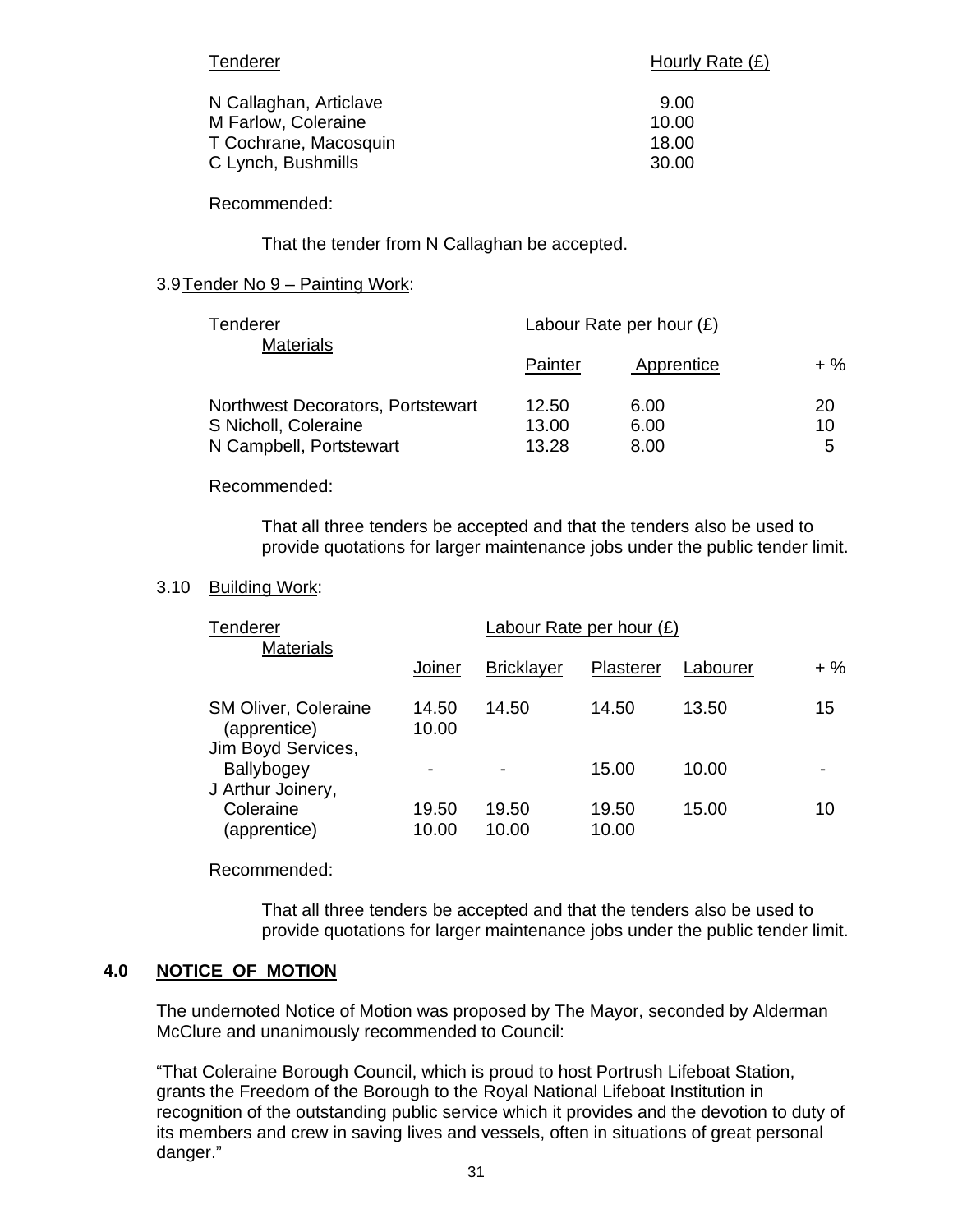| Tenderer | Hourly Rate (£) |
|---|---|
| N Callaghan, Articlave | 9.00 |
| M Farlow, Coleraine | 10.00 |
| T Cochrane, Macosquin | 18.00 |
| C Lynch, Bushmills | 30.00 |

Recommended:

That the tender from N Callaghan be accepted.

3.9 Tender No 9 – Painting Work:

| Tenderer | Labour Rate per hour (£) | | Materials |
|---|---|---|---|
| | Painter | Apprentice | + % |
| Northwest Decorators, Portstewart | 12.50 | 6.00 | 20 |
| S Nicholl, Coleraine | 13.00 | 6.00 | 10 |
| N Campbell, Portstewart | 13.28 | 8.00 | 5 |

Recommended:

That all three tenders be accepted and that the tenders also be used to provide quotations for larger maintenance jobs under the public tender limit.

3.10 Building Work:

| Tenderer | Labour Rate per hour (£) | | | | Materials |
|---|---|---|---|---|---|
| | Joiner | Bricklayer | Plasterer | Labourer | + % |
| SM Oliver, Coleraine | 14.50 | 14.50 | 14.50 | 13.50 | 15 |
| (apprentice) | 10.00 | | | | |
| Jim Boyd Services, Ballybogey | - | - | 15.00 | 10.00 | - |
| J Arthur Joinery, Coleraine | 19.50 | 19.50 | 19.50 | 15.00 | 10 |
| (apprentice) | 10.00 | 10.00 | 10.00 | | |

Recommended:

That all three tenders be accepted and that the tenders also be used to provide quotations for larger maintenance jobs under the public tender limit.

## 4.0 NOTICE OF MOTION

The undernoted Notice of Motion was proposed by The Mayor, seconded by Alderman McClure and unanimously recommended to Council:

"That Coleraine Borough Council, which is proud to host Portrush Lifeboat Station, grants the Freedom of the Borough to the Royal National Lifeboat Institution in recognition of the outstanding public service which it provides and the devotion to duty of its members and crew in saving lives and vessels, often in situations of great personal danger."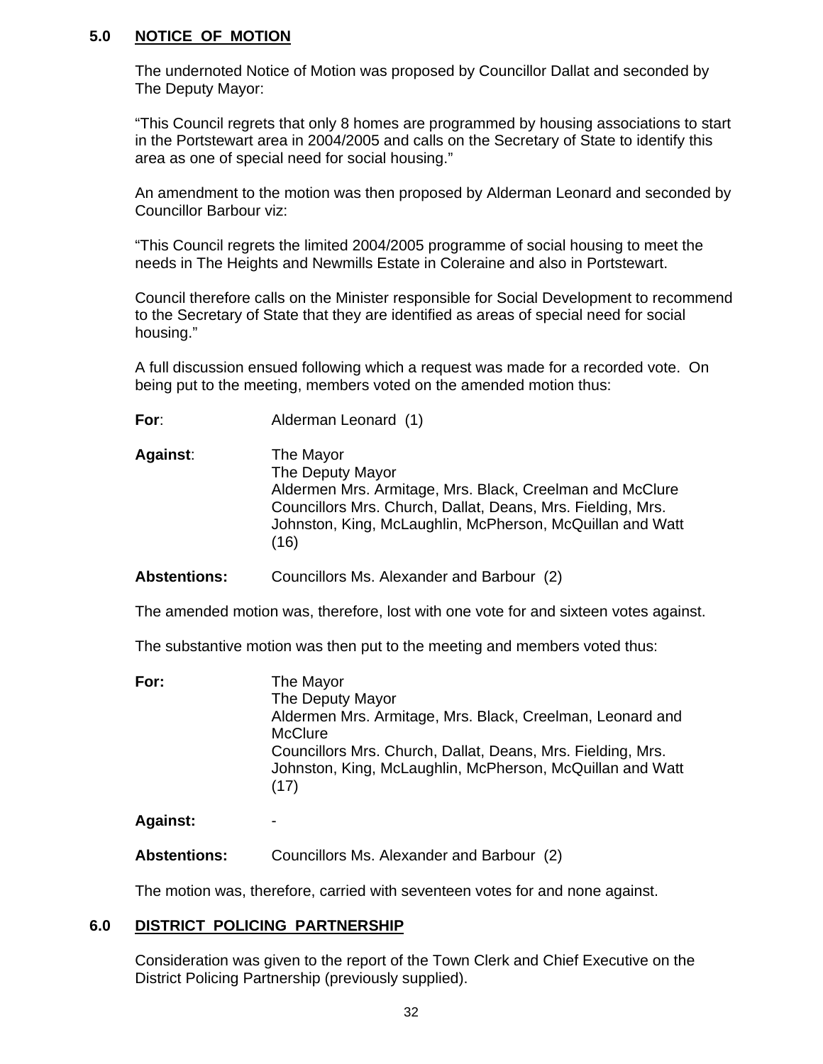## 5.0 NOTICE OF MOTION

The undernoted Notice of Motion was proposed by Councillor Dallat and seconded by The Deputy Mayor:

"This Council regrets that only 8 homes are programmed by housing associations to start in the Portstewart area in 2004/2005 and calls on the Secretary of State to identify this area as one of special need for social housing."

An amendment to the motion was then proposed by Alderman Leonard and seconded by Councillor Barbour viz:

"This Council regrets the limited 2004/2005 programme of social housing to meet the needs in The Heights and Newmills Estate in Coleraine and also in Portstewart.

Council therefore calls on the Minister responsible for Social Development to recommend to the Secretary of State that they are identified as areas of special need for social housing."

A full discussion ensued following which a request was made for a recorded vote. On being put to the meeting, members voted on the amended motion thus:

**For**: Alderman Leonard (1)

**Against**: The Mayor
The Deputy Mayor
Aldermen Mrs. Armitage, Mrs. Black, Creelman and McClure
Councillors Mrs. Church, Dallat, Deans, Mrs. Fielding, Mrs. Johnston, King, McLaughlin, McPherson, McQuillan and Watt (16)

**Abstentions:** Councillors Ms. Alexander and Barbour (2)

The amended motion was, therefore, lost with one vote for and sixteen votes against.

The substantive motion was then put to the meeting and members voted thus:

**For:** The Mayor
The Deputy Mayor
Aldermen Mrs. Armitage, Mrs. Black, Creelman, Leonard and McClure
Councillors Mrs. Church, Dallat, Deans, Mrs. Fielding, Mrs. Johnston, King, McLaughlin, McPherson, McQuillan and Watt (17)

**Against:** -

**Abstentions:** Councillors Ms. Alexander and Barbour (2)

The motion was, therefore, carried with seventeen votes for and none against.

## 6.0 DISTRICT POLICING PARTNERSHIP

Consideration was given to the report of the Town Clerk and Chief Executive on the District Policing Partnership (previously supplied).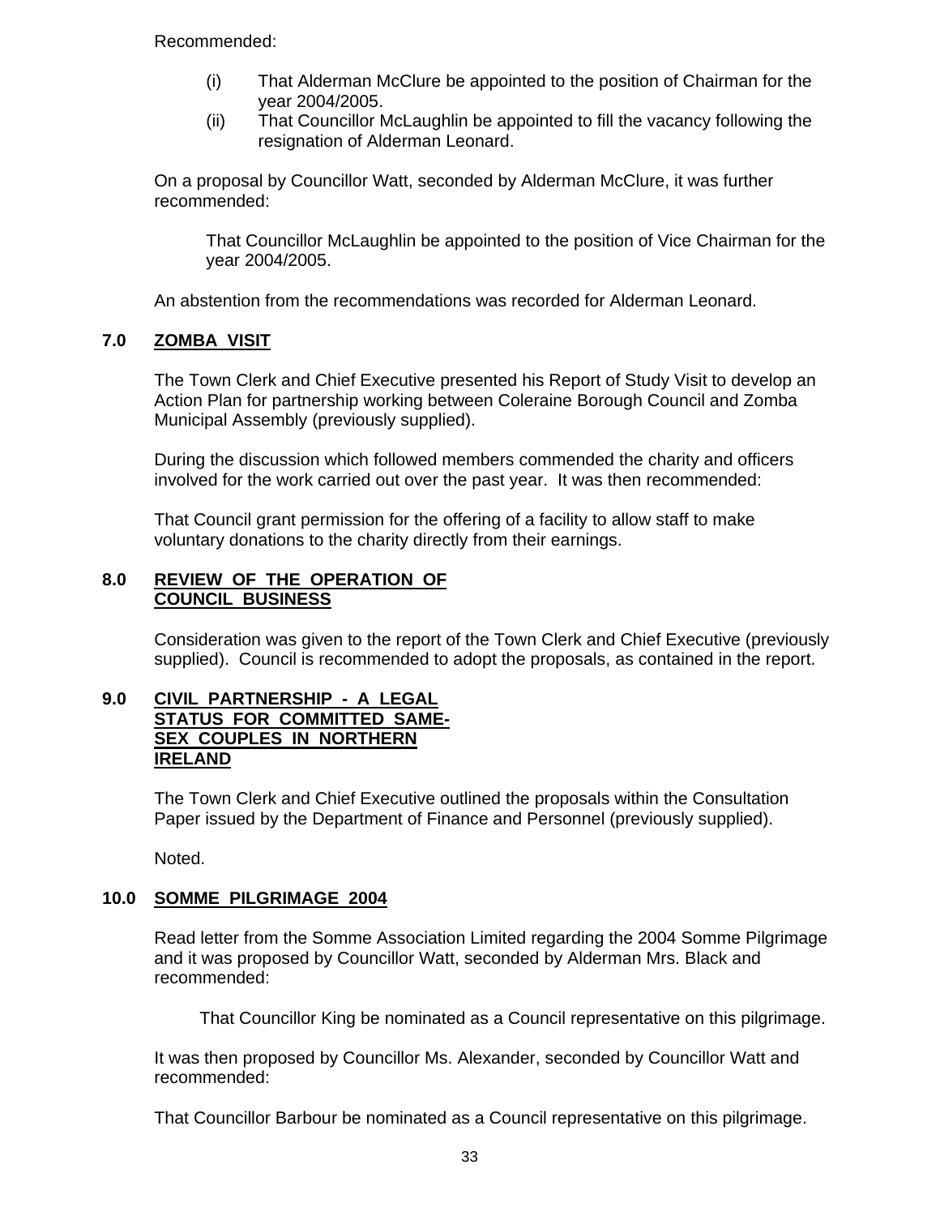Recommended:

- (i) That Alderman McClure be appointed to the position of Chairman for the year 2004/2005.
- (ii) That Councillor McLaughlin be appointed to fill the vacancy following the resignation of Alderman Leonard.

On a proposal by Councillor Watt, seconded by Alderman McClure, it was further recommended:

That Councillor McLaughlin be appointed to the position of Vice Chairman for the year 2004/2005.

An abstention from the recommendations was recorded for Alderman Leonard.

## 7.0 ZOMBA VISIT

The Town Clerk and Chief Executive presented his Report of Study Visit to develop an Action Plan for partnership working between Coleraine Borough Council and Zomba Municipal Assembly (previously supplied).

During the discussion which followed members commended the charity and officers involved for the work carried out over the past year. It was then recommended:

That Council grant permission for the offering of a facility to allow staff to make voluntary donations to the charity directly from their earnings.

## 8.0 REVIEW OF THE OPERATION OF COUNCIL BUSINESS

Consideration was given to the report of the Town Clerk and Chief Executive (previously supplied). Council is recommended to adopt the proposals, as contained in the report.

## 9.0 CIVIL PARTNERSHIP - A LEGAL STATUS FOR COMMITTED SAME-SEX COUPLES IN NORTHERN IRELAND

The Town Clerk and Chief Executive outlined the proposals within the Consultation Paper issued by the Department of Finance and Personnel (previously supplied).

Noted.

## 10.0 SOMME PILGRIMAGE 2004

Read letter from the Somme Association Limited regarding the 2004 Somme Pilgrimage and it was proposed by Councillor Watt, seconded by Alderman Mrs. Black and recommended:

That Councillor King be nominated as a Council representative on this pilgrimage.

It was then proposed by Councillor Ms. Alexander, seconded by Councillor Watt and recommended:

That Councillor Barbour be nominated as a Council representative on this pilgrimage.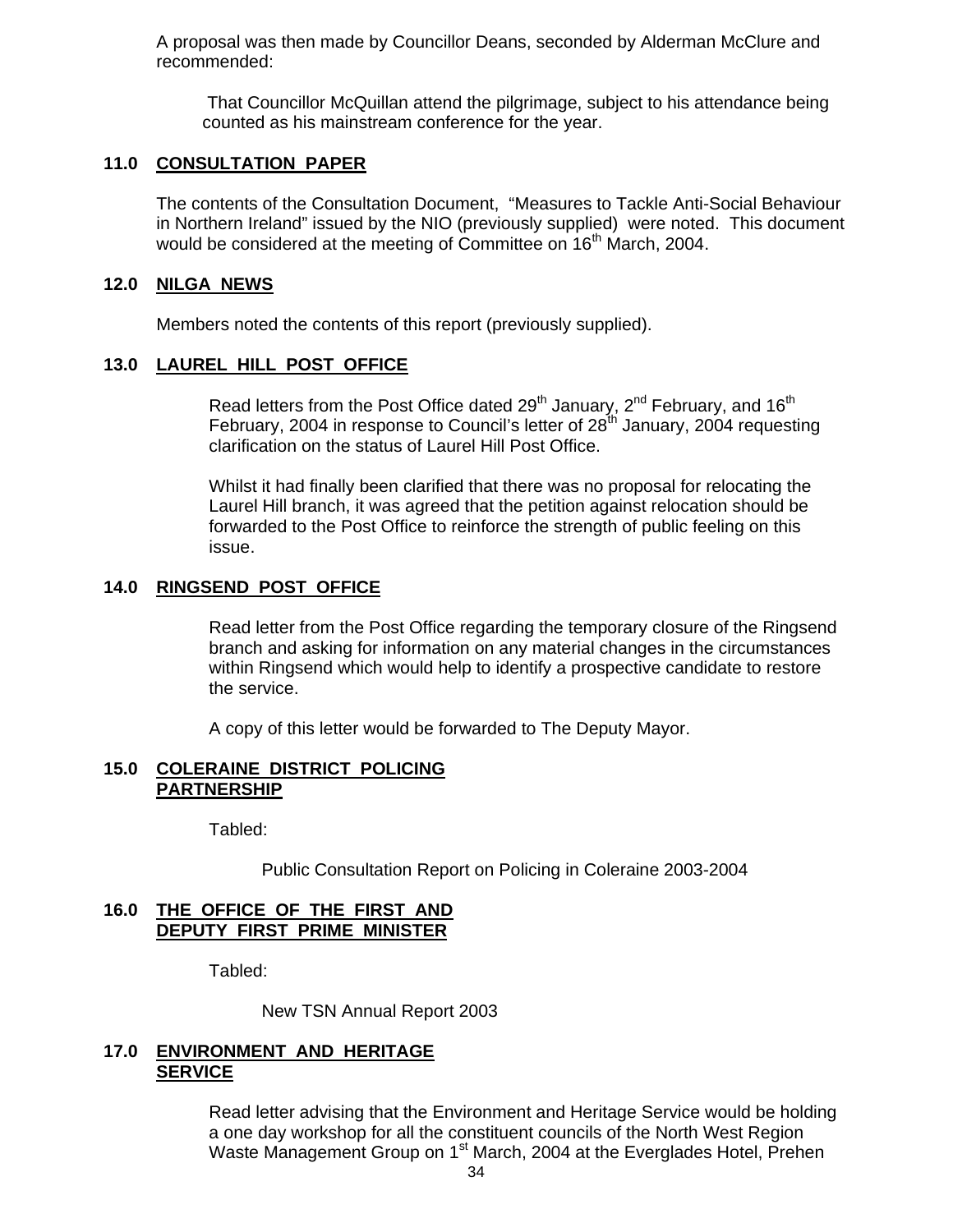A proposal was then made by Councillor Deans, seconded by Alderman McClure and recommended:

That Councillor McQuillan attend the pilgrimage, subject to his attendance being counted as his mainstream conference for the year.

## 11.0 CONSULTATION PAPER

The contents of the Consultation Document, "Measures to Tackle Anti-Social Behaviour in Northern Ireland" issued by the NIO (previously supplied) were noted. This document would be considered at the meeting of Committee on 16th March, 2004.

## 12.0 NILGA NEWS

Members noted the contents of this report (previously supplied).

## 13.0 LAUREL HILL POST OFFICE

Read letters from the Post Office dated 29th January, 2nd February, and 16th February, 2004 in response to Council's letter of 28th January, 2004 requesting clarification on the status of Laurel Hill Post Office.

Whilst it had finally been clarified that there was no proposal for relocating the Laurel Hill branch, it was agreed that the petition against relocation should be forwarded to the Post Office to reinforce the strength of public feeling on this issue.

## 14.0 RINGSEND POST OFFICE

Read letter from the Post Office regarding the temporary closure of the Ringsend branch and asking for information on any material changes in the circumstances within Ringsend which would help to identify a prospective candidate to restore the service.

A copy of this letter would be forwarded to The Deputy Mayor.

## 15.0 COLERAINE DISTRICT POLICING PARTNERSHIP

Tabled:

Public Consultation Report on Policing in Coleraine 2003-2004

## 16.0 THE OFFICE OF THE FIRST AND DEPUTY FIRST PRIME MINISTER

Tabled:

New TSN Annual Report 2003

## 17.0 ENVIRONMENT AND HERITAGE SERVICE

Read letter advising that the Environment and Heritage Service would be holding a one day workshop for all the constituent councils of the North West Region Waste Management Group on 1st March, 2004 at the Everglades Hotel, Prehen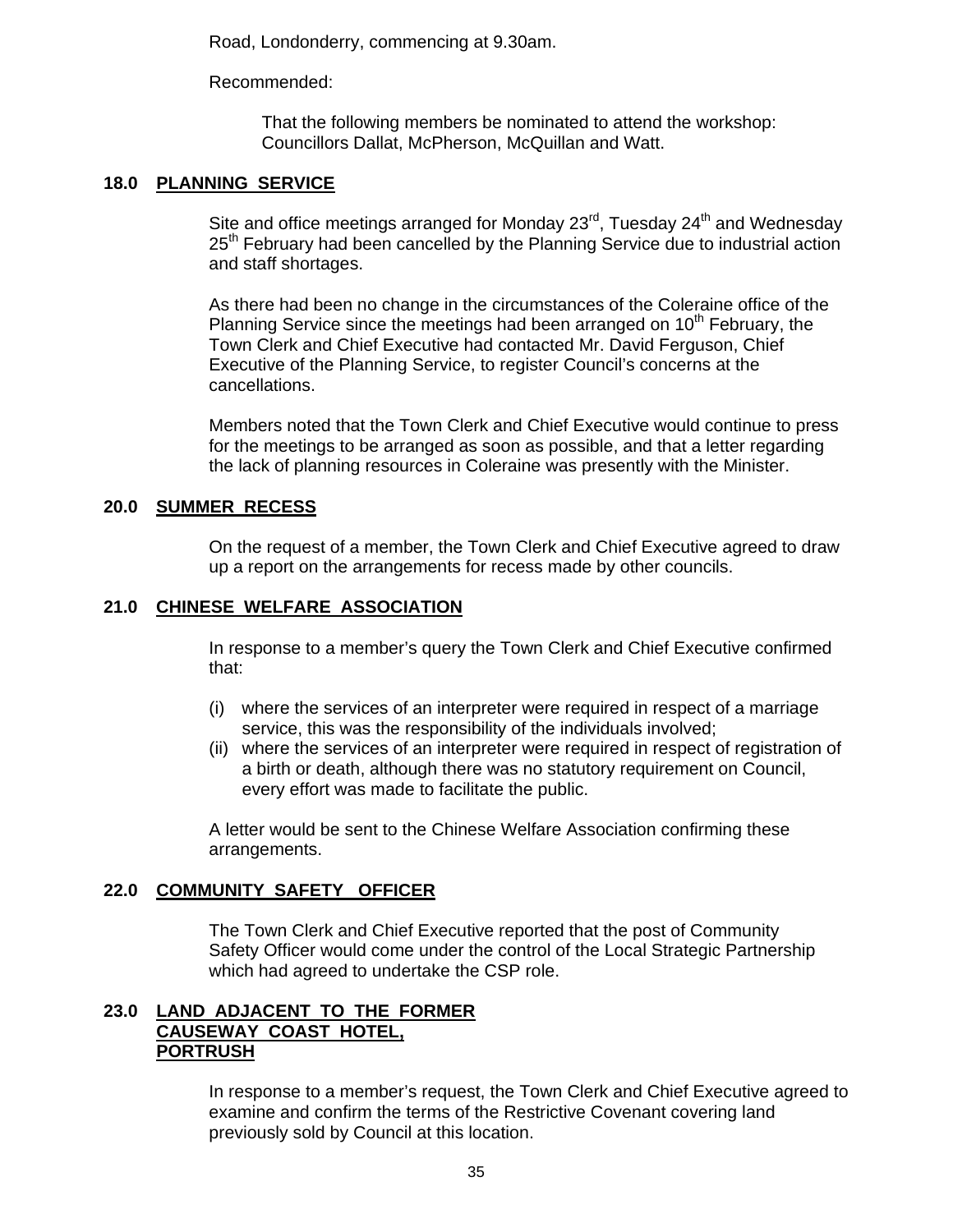Road, Londonderry, commencing at 9.30am.

Recommended:

> That the following members be nominated to attend the workshop: Councillors Dallat, McPherson, McQuillan and Watt.

## 18.0 PLANNING SERVICE

Site and office meetings arranged for Monday 23rd, Tuesday 24th and Wednesday 25th February had been cancelled by the Planning Service due to industrial action and staff shortages.

As there had been no change in the circumstances of the Coleraine office of the Planning Service since the meetings had been arranged on 10th February, the Town Clerk and Chief Executive had contacted Mr. David Ferguson, Chief Executive of the Planning Service, to register Council's concerns at the cancellations.

Members noted that the Town Clerk and Chief Executive would continue to press for the meetings to be arranged as soon as possible, and that a letter regarding the lack of planning resources in Coleraine was presently with the Minister.

## 20.0 SUMMER RECESS

On the request of a member, the Town Clerk and Chief Executive agreed to draw up a report on the arrangements for recess made by other councils.

## 21.0 CHINESE WELFARE ASSOCIATION

In response to a member's query the Town Clerk and Chief Executive confirmed that:

(i) where the services of an interpreter were required in respect of a marriage service, this was the responsibility of the individuals involved;
(ii) where the services of an interpreter were required in respect of registration of a birth or death, although there was no statutory requirement on Council, every effort was made to facilitate the public.

A letter would be sent to the Chinese Welfare Association confirming these arrangements.

## 22.0 COMMUNITY SAFETY OFFICER

The Town Clerk and Chief Executive reported that the post of Community Safety Officer would come under the control of the Local Strategic Partnership which had agreed to undertake the CSP role.

## 23.0 LAND ADJACENT TO THE FORMER CAUSEWAY COAST HOTEL, PORTRUSH

In response to a member's request, the Town Clerk and Chief Executive agreed to examine and confirm the terms of the Restrictive Covenant covering land previously sold by Council at this location.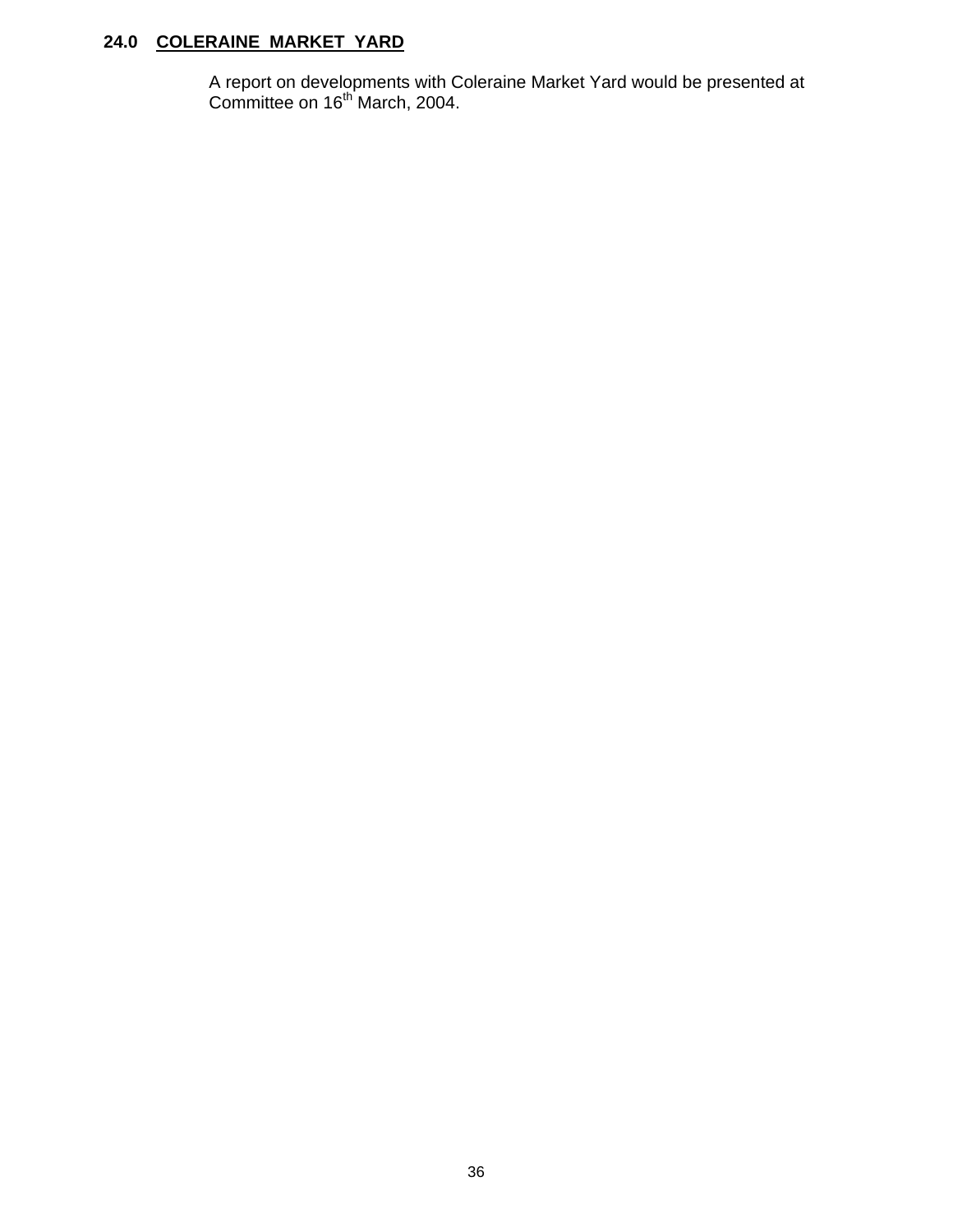## 24.0 COLERAINE MARKET YARD

A report on developments with Coleraine Market Yard would be presented at Committee on 16th March, 2004.